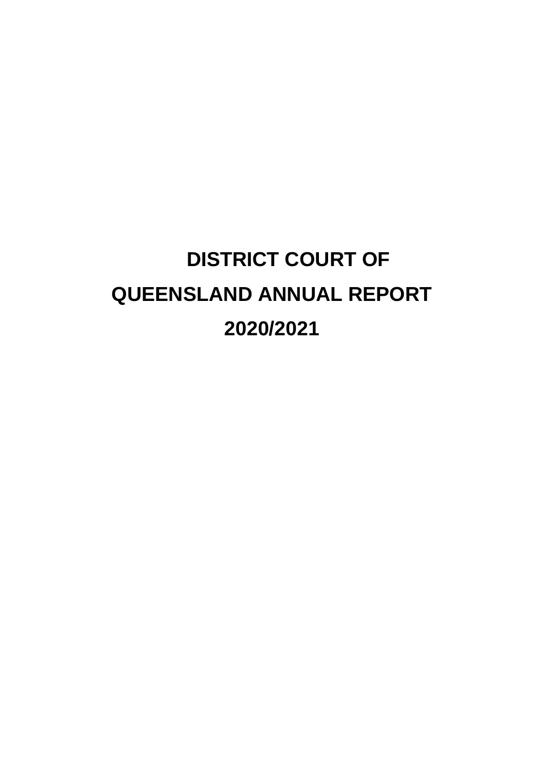# DISTRICT COURT OF QUEENSLAND ANNUAL REPORT 2020/2021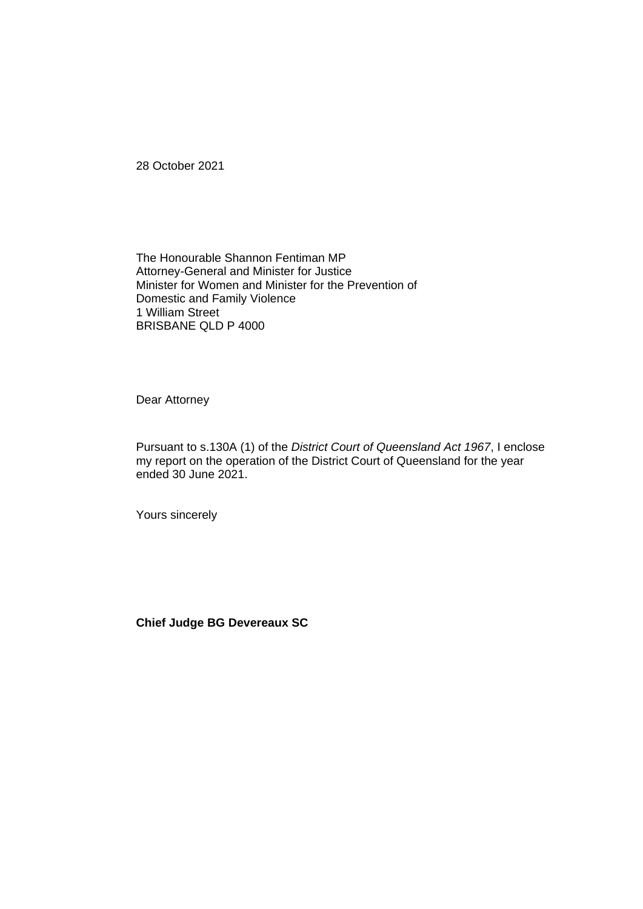28 October 2021

The Honourable Shannon Fentiman MP
Attorney-General and Minister for Justice
Minister for Women and Minister for the Prevention of
Domestic and Family Violence
1 William Street
BRISBANE QLD P 4000

Dear Attorney

Pursuant to s.130A (1) of the *District Court of Queensland Act 1967*, I enclose my report on the operation of the District Court of Queensland for the year ended 30 June 2021.

Yours sincerely

**Chief Judge BG Devereaux SC**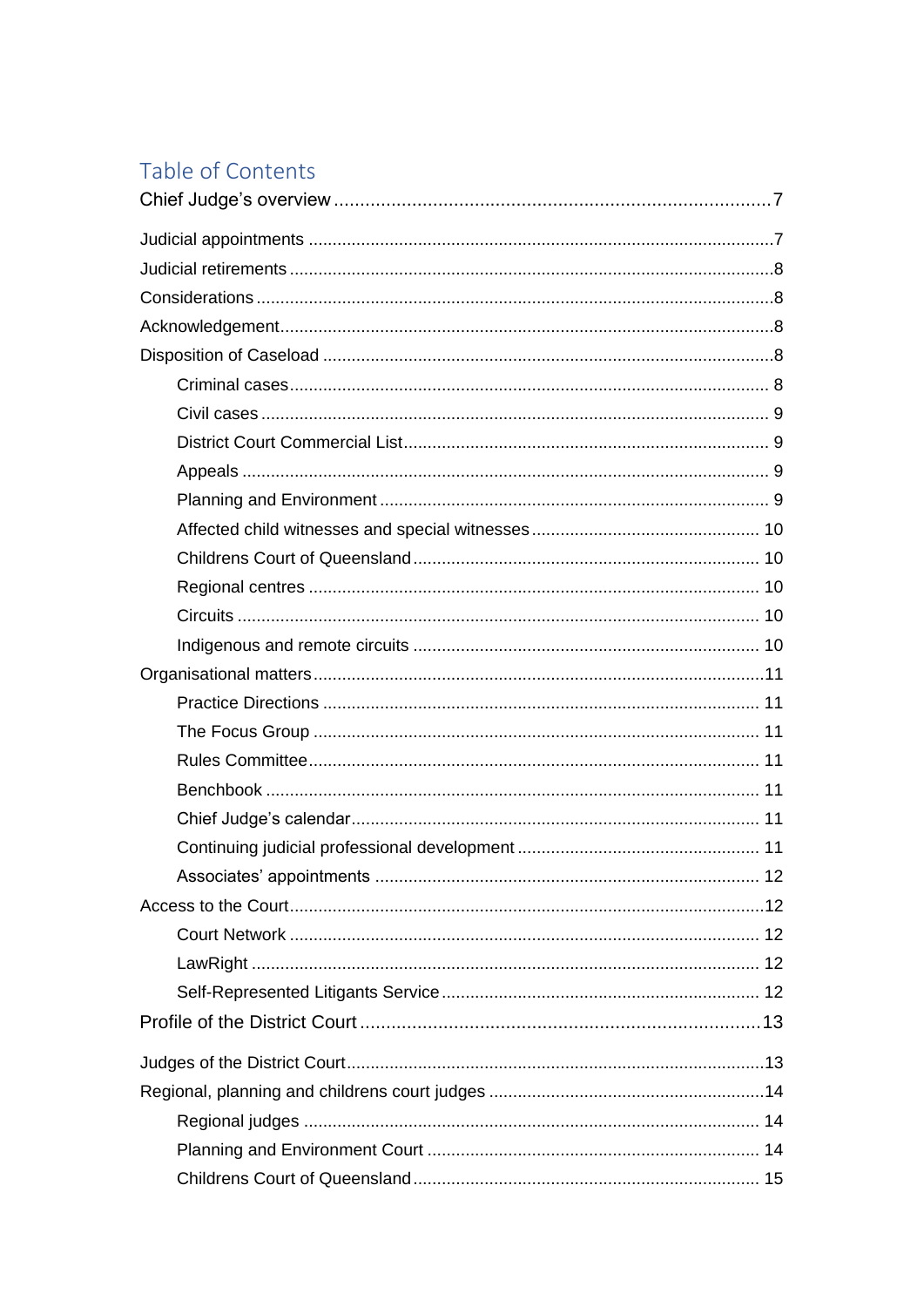# Table of Contents

Chief Judge's overview .......... 7

Judicial appointments .......... 7

Judicial retirements .......... 8

Considerations .......... 8

Acknowledgement .......... 8

Disposition of Caseload .......... 8

- Criminal cases .......... 8
- Civil cases .......... 9
- District Court Commercial List .......... 9
- Appeals .......... 9
- Planning and Environment .......... 9
- Affected child witnesses and special witnesses .......... 10
- Childrens Court of Queensland .......... 10
- Regional centres .......... 10
- Circuits .......... 10
- Indigenous and remote circuits .......... 10

Organisational matters .......... 11

- Practice Directions .......... 11
- The Focus Group .......... 11
- Rules Committee .......... 11
- Benchbook .......... 11
- Chief Judge's calendar .......... 11
- Continuing judicial professional development .......... 11
- Associates' appointments .......... 12

Access to the Court .......... 12

- Court Network .......... 12
- LawRight .......... 12
- Self-Represented Litigants Service .......... 12

Profile of the District Court .......... 13

Judges of the District Court .......... 13

Regional, planning and childrens court judges .......... 14

- Regional judges .......... 14
- Planning and Environment Court .......... 14
- Childrens Court of Queensland .......... 15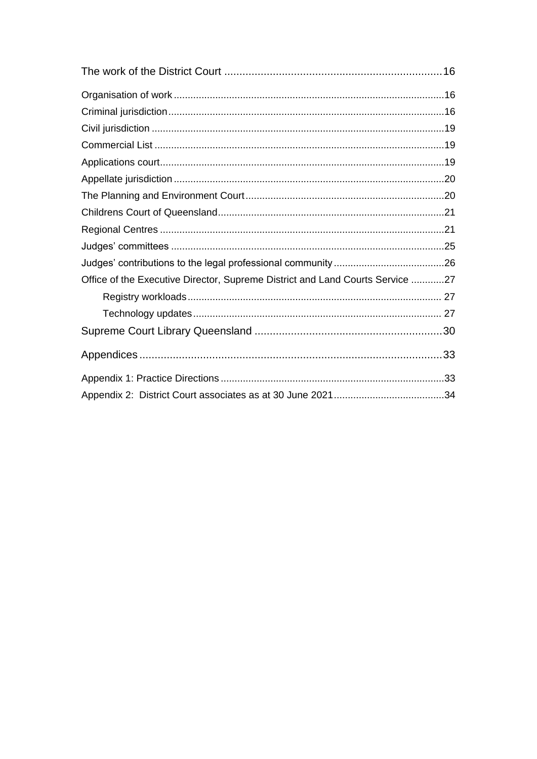The work of the District Court ....................................................................... 16

Organisation of work ................................................................................................ 16

Criminal jurisdiction .................................................................................................. 16

Civil jurisdiction ........................................................................................................ 19

Commercial List ....................................................................................................... 19

Applications court..................................................................................................... 19

Appellate jurisdiction ................................................................................................ 20

The Planning and Environment Court ....................................................................... 20

Childrens Court of Queensland ................................................................................. 21

Regional Centres ..................................................................................................... 21

Judges' committees ................................................................................................. 25

Judges' contributions to the legal professional community ....................................... 26

Office of the Executive Director, Supreme District and Land Courts Service ............ 27

- Registry workloads .......................................................................................... 27
- Technology updates ........................................................................................ 27

Supreme Court Library Queensland .............................................................. 30

Appendices ..................................................................................................... 33

Appendix 1: Practice Directions ................................................................................ 33

Appendix 2: District Court associates as at 30 June 2021 ........................................ 34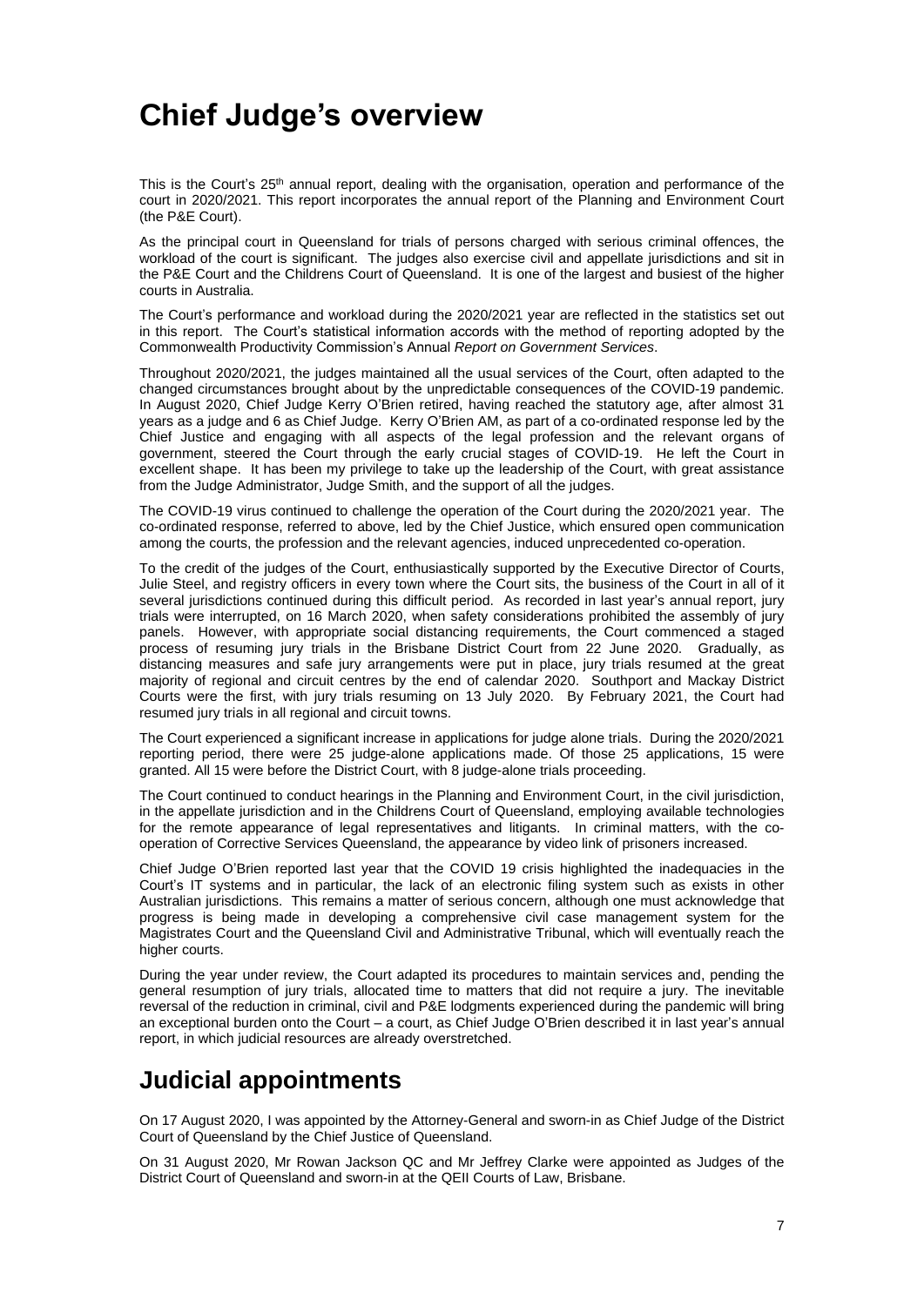# Chief Judge's overview

This is the Court's 25th annual report, dealing with the organisation, operation and performance of the court in 2020/2021. This report incorporates the annual report of the Planning and Environment Court (the P&E Court).

As the principal court in Queensland for trials of persons charged with serious criminal offences, the workload of the court is significant. The judges also exercise civil and appellate jurisdictions and sit in the P&E Court and the Childrens Court of Queensland. It is one of the largest and busiest of the higher courts in Australia.

The Court's performance and workload during the 2020/2021 year are reflected in the statistics set out in this report. The Court's statistical information accords with the method of reporting adopted by the Commonwealth Productivity Commission's Annual *Report on Government Services*.

Throughout 2020/2021, the judges maintained all the usual services of the Court, often adapted to the changed circumstances brought about by the unpredictable consequences of the COVID-19 pandemic. In August 2020, Chief Judge Kerry O'Brien retired, having reached the statutory age, after almost 31 years as a judge and 6 as Chief Judge. Kerry O'Brien AM, as part of a co-ordinated response led by the Chief Justice and engaging with all aspects of the legal profession and the relevant organs of government, steered the Court through the early crucial stages of COVID-19. He left the Court in excellent shape. It has been my privilege to take up the leadership of the Court, with great assistance from the Judge Administrator, Judge Smith, and the support of all the judges.

The COVID-19 virus continued to challenge the operation of the Court during the 2020/2021 year. The co-ordinated response, referred to above, led by the Chief Justice, which ensured open communication among the courts, the profession and the relevant agencies, induced unprecedented co-operation.

To the credit of the judges of the Court, enthusiastically supported by the Executive Director of Courts, Julie Steel, and registry officers in every town where the Court sits, the business of the Court in all of it several jurisdictions continued during this difficult period. As recorded in last year's annual report, jury trials were interrupted, on 16 March 2020, when safety considerations prohibited the assembly of jury panels. However, with appropriate social distancing requirements, the Court commenced a staged process of resuming jury trials in the Brisbane District Court from 22 June 2020. Gradually, as distancing measures and safe jury arrangements were put in place, jury trials resumed at the great majority of regional and circuit centres by the end of calendar 2020. Southport and Mackay District Courts were the first, with jury trials resuming on 13 July 2020. By February 2021, the Court had resumed jury trials in all regional and circuit towns.

The Court experienced a significant increase in applications for judge alone trials. During the 2020/2021 reporting period, there were 25 judge-alone applications made. Of those 25 applications, 15 were granted. All 15 were before the District Court, with 8 judge-alone trials proceeding.

The Court continued to conduct hearings in the Planning and Environment Court, in the civil jurisdiction, in the appellate jurisdiction and in the Childrens Court of Queensland, employing available technologies for the remote appearance of legal representatives and litigants. In criminal matters, with the co-operation of Corrective Services Queensland, the appearance by video link of prisoners increased.

Chief Judge O'Brien reported last year that the COVID 19 crisis highlighted the inadequacies in the Court's IT systems and in particular, the lack of an electronic filing system such as exists in other Australian jurisdictions. This remains a matter of serious concern, although one must acknowledge that progress is being made in developing a comprehensive civil case management system for the Magistrates Court and the Queensland Civil and Administrative Tribunal, which will eventually reach the higher courts.

During the year under review, the Court adapted its procedures to maintain services and, pending the general resumption of jury trials, allocated time to matters that did not require a jury. The inevitable reversal of the reduction in criminal, civil and P&E lodgments experienced during the pandemic will bring an exceptional burden onto the Court – a court, as Chief Judge O'Brien described it in last year's annual report, in which judicial resources are already overstretched.

# Judicial appointments

On 17 August 2020, I was appointed by the Attorney-General and sworn-in as Chief Judge of the District Court of Queensland by the Chief Justice of Queensland.

On 31 August 2020, Mr Rowan Jackson QC and Mr Jeffrey Clarke were appointed as Judges of the District Court of Queensland and sworn-in at the QEII Courts of Law, Brisbane.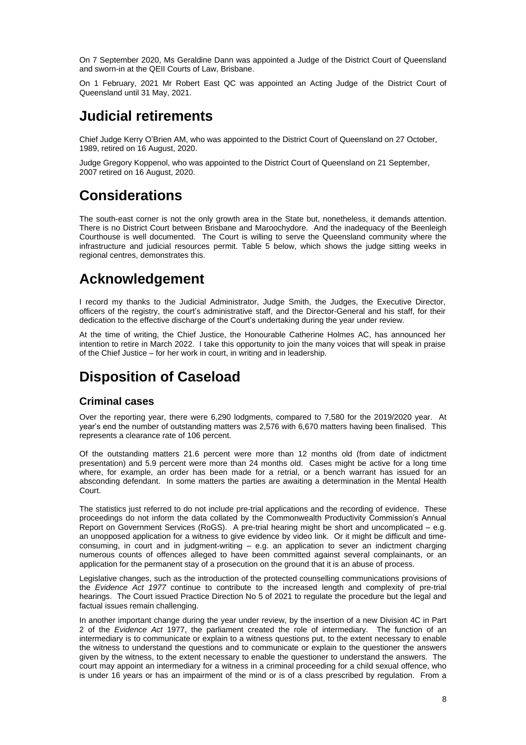On 7 September 2020, Ms Geraldine Dann was appointed a Judge of the District Court of Queensland and sworn-in at the QEII Courts of Law, Brisbane.

On 1 February, 2021 Mr Robert East QC was appointed an Acting Judge of the District Court of Queensland until 31 May, 2021.

# Judicial retirements

Chief Judge Kerry O'Brien AM, who was appointed to the District Court of Queensland on 27 October, 1989, retired on 16 August, 2020.

Judge Gregory Koppenol, who was appointed to the District Court of Queensland on 21 September, 2007 retired on 16 August, 2020.

# Considerations

The south-east corner is not the only growth area in the State but, nonetheless, it demands attention. There is no District Court between Brisbane and Maroochydore. And the inadequacy of the Beenleigh Courthouse is well documented. The Court is willing to serve the Queensland community where the infrastructure and judicial resources permit. Table 5 below, which shows the judge sitting weeks in regional centres, demonstrates this.

# Acknowledgement

I record my thanks to the Judicial Administrator, Judge Smith, the Judges, the Executive Director, officers of the registry, the court's administrative staff, and the Director-General and his staff, for their dedication to the effective discharge of the Court's undertaking during the year under review.

At the time of writing, the Chief Justice, the Honourable Catherine Holmes AC, has announced her intention to retire in March 2022. I take this opportunity to join the many voices that will speak in praise of the Chief Justice – for her work in court, in writing and in leadership.

# Disposition of Caseload

## Criminal cases

Over the reporting year, there were 6,290 lodgments, compared to 7,580 for the 2019/2020 year. At year's end the number of outstanding matters was 2,576 with 6,670 matters having been finalised. This represents a clearance rate of 106 percent.

Of the outstanding matters 21.6 percent were more than 12 months old (from date of indictment presentation) and 5.9 percent were more than 24 months old. Cases might be active for a long time where, for example, an order has been made for a retrial, or a bench warrant has issued for an absconding defendant. In some matters the parties are awaiting a determination in the Mental Health Court.

The statistics just referred to do not include pre-trial applications and the recording of evidence. These proceedings do not inform the data collated by the Commonwealth Productivity Commission's Annual Report on Government Services (RoGS). A pre-trial hearing might be short and uncomplicated – e.g. an unopposed application for a witness to give evidence by video link. Or it might be difficult and time-consuming, in court and in judgment-writing – e.g. an application to sever an indictment charging numerous counts of offences alleged to have been committed against several complainants, or an application for the permanent stay of a prosecution on the ground that it is an abuse of process.

Legislative changes, such as the introduction of the protected counselling communications provisions of the *Evidence Act 1977* continue to contribute to the increased length and complexity of pre-trial hearings. The Court issued Practice Direction No 5 of 2021 to regulate the procedure but the legal and factual issues remain challenging.

In another important change during the year under review, by the insertion of a new Division 4C in Part 2 of the *Evidence Act* 1977, the parliament created the role of intermediary. The function of an intermediary is to communicate or explain to a witness questions put, to the extent necessary to enable the witness to understand the questions and to communicate or explain to the questioner the answers given by the witness, to the extent necessary to enable the questioner to understand the answers. The court may appoint an intermediary for a witness in a criminal proceeding for a child sexual offence, who is under 16 years or has an impairment of the mind or is of a class prescribed by regulation. From a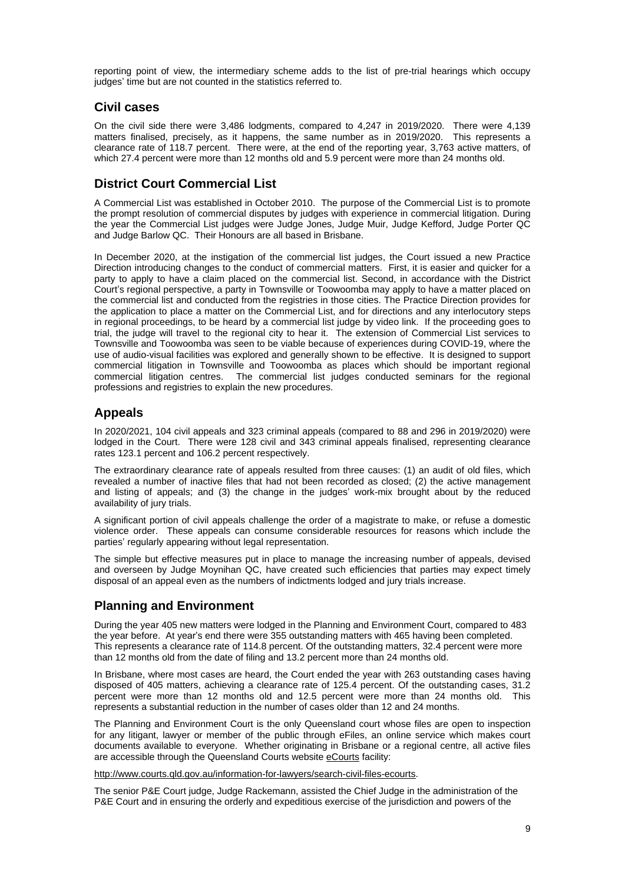reporting point of view, the intermediary scheme adds to the list of pre-trial hearings which occupy judges' time but are not counted in the statistics referred to.

## Civil cases

On the civil side there were 3,486 lodgments, compared to 4,247 in 2019/2020. There were 4,139 matters finalised, precisely, as it happens, the same number as in 2019/2020. This represents a clearance rate of 118.7 percent. There were, at the end of the reporting year, 3,763 active matters, of which 27.4 percent were more than 12 months old and 5.9 percent were more than 24 months old.

## District Court Commercial List

A Commercial List was established in October 2010. The purpose of the Commercial List is to promote the prompt resolution of commercial disputes by judges with experience in commercial litigation. During the year the Commercial List judges were Judge Jones, Judge Muir, Judge Kefford, Judge Porter QC and Judge Barlow QC. Their Honours are all based in Brisbane.

In December 2020, at the instigation of the commercial list judges, the Court issued a new Practice Direction introducing changes to the conduct of commercial matters. First, it is easier and quicker for a party to apply to have a claim placed on the commercial list. Second, in accordance with the District Court's regional perspective, a party in Townsville or Toowoomba may apply to have a matter placed on the commercial list and conducted from the registries in those cities. The Practice Direction provides for the application to place a matter on the Commercial List, and for directions and any interlocutory steps in regional proceedings, to be heard by a commercial list judge by video link. If the proceeding goes to trial, the judge will travel to the regional city to hear it. The extension of Commercial List services to Townsville and Toowoomba was seen to be viable because of experiences during COVID-19, where the use of audio-visual facilities was explored and generally shown to be effective. It is designed to support commercial litigation in Townsville and Toowoomba as places which should be important regional commercial litigation centres. The commercial list judges conducted seminars for the regional professions and registries to explain the new procedures.

## Appeals

In 2020/2021, 104 civil appeals and 323 criminal appeals (compared to 88 and 296 in 2019/2020) were lodged in the Court. There were 128 civil and 343 criminal appeals finalised, representing clearance rates 123.1 percent and 106.2 percent respectively.

The extraordinary clearance rate of appeals resulted from three causes: (1) an audit of old files, which revealed a number of inactive files that had not been recorded as closed; (2) the active management and listing of appeals; and (3) the change in the judges' work-mix brought about by the reduced availability of jury trials.

A significant portion of civil appeals challenge the order of a magistrate to make, or refuse a domestic violence order. These appeals can consume considerable resources for reasons which include the parties' regularly appearing without legal representation.

The simple but effective measures put in place to manage the increasing number of appeals, devised and overseen by Judge Moynihan QC, have created such efficiencies that parties may expect timely disposal of an appeal even as the numbers of indictments lodged and jury trials increase.

## Planning and Environment

During the year 405 new matters were lodged in the Planning and Environment Court, compared to 483 the year before. At year's end there were 355 outstanding matters with 465 having been completed. This represents a clearance rate of 114.8 percent. Of the outstanding matters, 32.4 percent were more than 12 months old from the date of filing and 13.2 percent more than 24 months old.

In Brisbane, where most cases are heard, the Court ended the year with 263 outstanding cases having disposed of 405 matters, achieving a clearance rate of 125.4 percent. Of the outstanding cases, 31.2 percent were more than 12 months old and 12.5 percent were more than 24 months old. This represents a substantial reduction in the number of cases older than 12 and 24 months.

The Planning and Environment Court is the only Queensland court whose files are open to inspection for any litigant, lawyer or member of the public through eFiles, an online service which makes court documents available to everyone. Whether originating in Brisbane or a regional centre, all active files are accessible through the Queensland Courts website eCourts facility:

http://www.courts.qld.gov.au/information-for-lawyers/search-civil-files-ecourts.

The senior P&E Court judge, Judge Rackemann, assisted the Chief Judge in the administration of the P&E Court and in ensuring the orderly and expeditious exercise of the jurisdiction and powers of the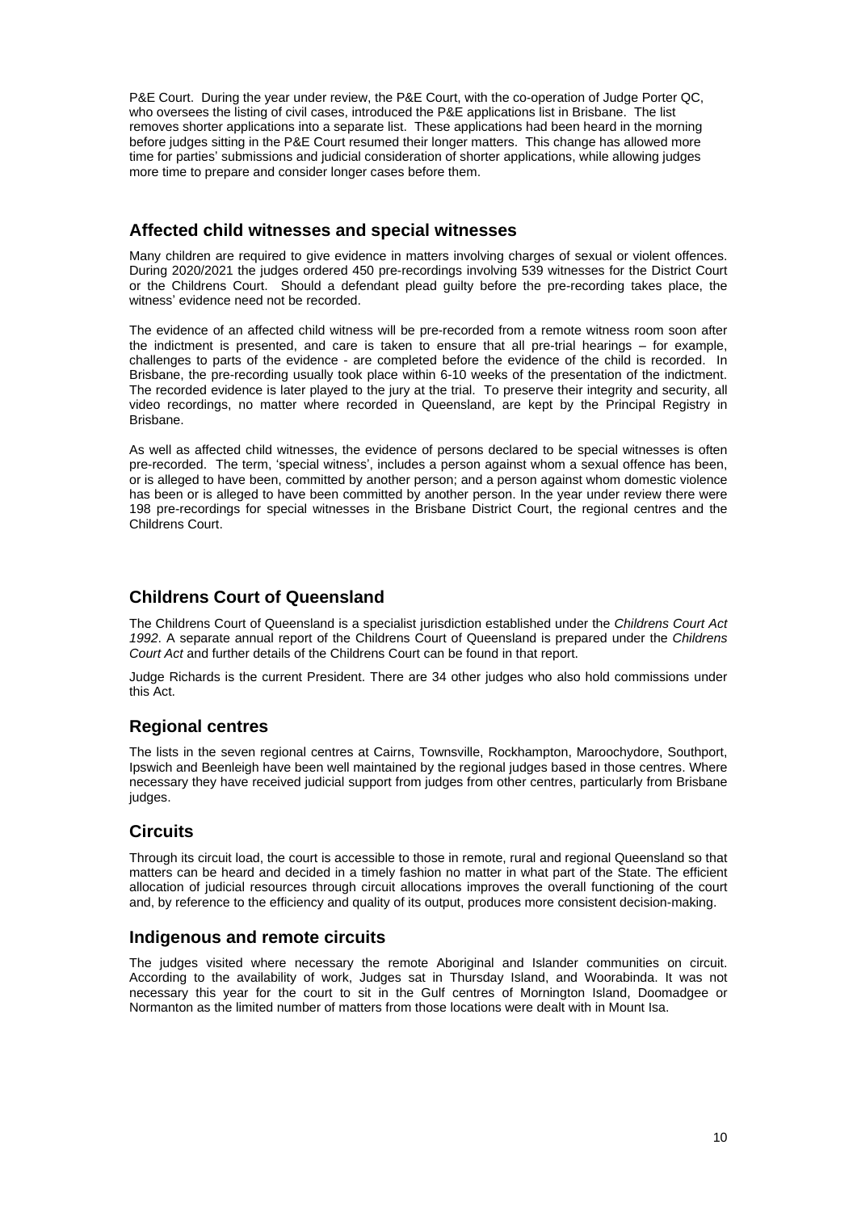P&E Court. During the year under review, the P&E Court, with the co-operation of Judge Porter QC, who oversees the listing of civil cases, introduced the P&E applications list in Brisbane. The list removes shorter applications into a separate list. These applications had been heard in the morning before judges sitting in the P&E Court resumed their longer matters. This change has allowed more time for parties' submissions and judicial consideration of shorter applications, while allowing judges more time to prepare and consider longer cases before them.

## Affected child witnesses and special witnesses

Many children are required to give evidence in matters involving charges of sexual or violent offences. During 2020/2021 the judges ordered 450 pre-recordings involving 539 witnesses for the District Court or the Childrens Court. Should a defendant plead guilty before the pre-recording takes place, the witness' evidence need not be recorded.

The evidence of an affected child witness will be pre-recorded from a remote witness room soon after the indictment is presented, and care is taken to ensure that all pre-trial hearings – for example, challenges to parts of the evidence - are completed before the evidence of the child is recorded. In Brisbane, the pre-recording usually took place within 6-10 weeks of the presentation of the indictment. The recorded evidence is later played to the jury at the trial. To preserve their integrity and security, all video recordings, no matter where recorded in Queensland, are kept by the Principal Registry in Brisbane.

As well as affected child witnesses, the evidence of persons declared to be special witnesses is often pre-recorded. The term, 'special witness', includes a person against whom a sexual offence has been, or is alleged to have been, committed by another person; and a person against whom domestic violence has been or is alleged to have been committed by another person. In the year under review there were 198 pre-recordings for special witnesses in the Brisbane District Court, the regional centres and the Childrens Court.

## Childrens Court of Queensland

The Childrens Court of Queensland is a specialist jurisdiction established under the *Childrens Court Act 1992*. A separate annual report of the Childrens Court of Queensland is prepared under the *Childrens Court Act* and further details of the Childrens Court can be found in that report.

Judge Richards is the current President. There are 34 other judges who also hold commissions under this Act.

## Regional centres

The lists in the seven regional centres at Cairns, Townsville, Rockhampton, Maroochydore, Southport, Ipswich and Beenleigh have been well maintained by the regional judges based in those centres. Where necessary they have received judicial support from judges from other centres, particularly from Brisbane judges.

## Circuits

Through its circuit load, the court is accessible to those in remote, rural and regional Queensland so that matters can be heard and decided in a timely fashion no matter in what part of the State. The efficient allocation of judicial resources through circuit allocations improves the overall functioning of the court and, by reference to the efficiency and quality of its output, produces more consistent decision-making.

## Indigenous and remote circuits

The judges visited where necessary the remote Aboriginal and Islander communities on circuit. According to the availability of work, Judges sat in Thursday Island, and Woorabinda. It was not necessary this year for the court to sit in the Gulf centres of Mornington Island, Doomadgee or Normanton as the limited number of matters from those locations were dealt with in Mount Isa.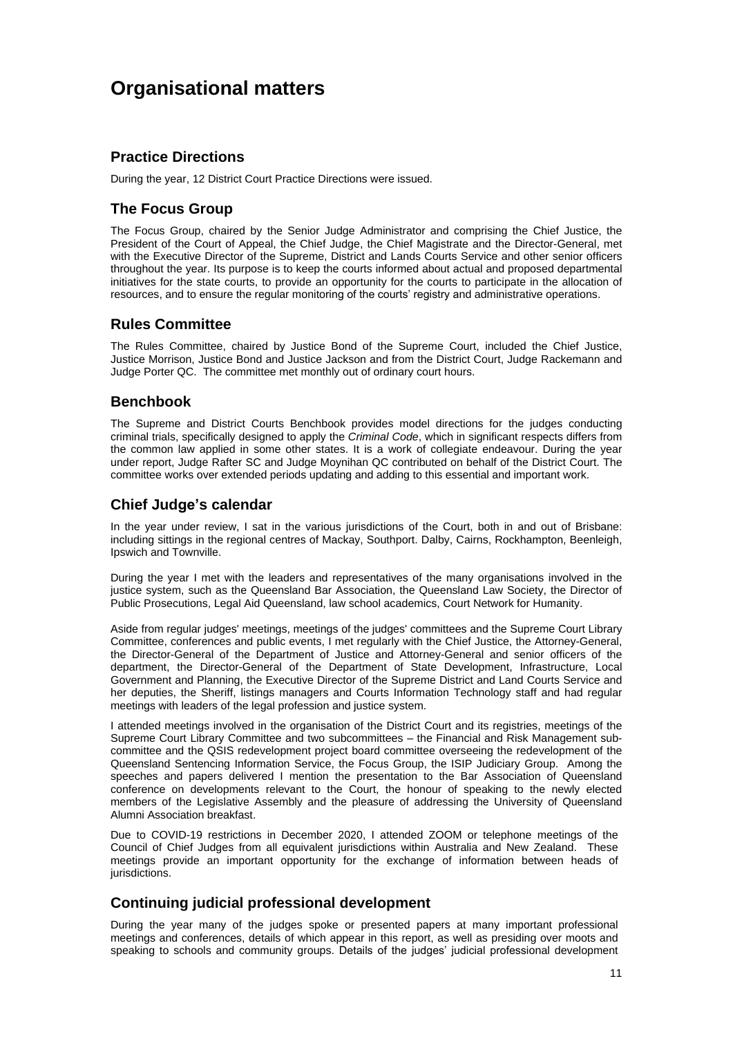# Organisational matters

## Practice Directions

During the year, 12 District Court Practice Directions were issued.

## The Focus Group

The Focus Group, chaired by the Senior Judge Administrator and comprising the Chief Justice, the President of the Court of Appeal, the Chief Judge, the Chief Magistrate and the Director-General, met with the Executive Director of the Supreme, District and Lands Courts Service and other senior officers throughout the year. Its purpose is to keep the courts informed about actual and proposed departmental initiatives for the state courts, to provide an opportunity for the courts to participate in the allocation of resources, and to ensure the regular monitoring of the courts' registry and administrative operations.

## Rules Committee

The Rules Committee, chaired by Justice Bond of the Supreme Court, included the Chief Justice, Justice Morrison, Justice Bond and Justice Jackson and from the District Court, Judge Rackemann and Judge Porter QC. The committee met monthly out of ordinary court hours.

## Benchbook

The Supreme and District Courts Benchbook provides model directions for the judges conducting criminal trials, specifically designed to apply the *Criminal Code*, which in significant respects differs from the common law applied in some other states. It is a work of collegiate endeavour. During the year under report, Judge Rafter SC and Judge Moynihan QC contributed on behalf of the District Court. The committee works over extended periods updating and adding to this essential and important work.

## Chief Judge's calendar

In the year under review, I sat in the various jurisdictions of the Court, both in and out of Brisbane: including sittings in the regional centres of Mackay, Southport. Dalby, Cairns, Rockhampton, Beenleigh, Ipswich and Townville.

During the year I met with the leaders and representatives of the many organisations involved in the justice system, such as the Queensland Bar Association, the Queensland Law Society, the Director of Public Prosecutions, Legal Aid Queensland, law school academics, Court Network for Humanity.

Aside from regular judges' meetings, meetings of the judges' committees and the Supreme Court Library Committee, conferences and public events, I met regularly with the Chief Justice, the Attorney-General, the Director-General of the Department of Justice and Attorney-General and senior officers of the department, the Director-General of the Department of State Development, Infrastructure, Local Government and Planning, the Executive Director of the Supreme District and Land Courts Service and her deputies, the Sheriff, listings managers and Courts Information Technology staff and had regular meetings with leaders of the legal profession and justice system.

I attended meetings involved in the organisation of the District Court and its registries, meetings of the Supreme Court Library Committee and two subcommittees – the Financial and Risk Management sub-committee and the QSIS redevelopment project board committee overseeing the redevelopment of the Queensland Sentencing Information Service, the Focus Group, the ISIP Judiciary Group. Among the speeches and papers delivered I mention the presentation to the Bar Association of Queensland conference on developments relevant to the Court, the honour of speaking to the newly elected members of the Legislative Assembly and the pleasure of addressing the University of Queensland Alumni Association breakfast.

Due to COVID-19 restrictions in December 2020, I attended ZOOM or telephone meetings of the Council of Chief Judges from all equivalent jurisdictions within Australia and New Zealand. These meetings provide an important opportunity for the exchange of information between heads of jurisdictions.

## Continuing judicial professional development

During the year many of the judges spoke or presented papers at many important professional meetings and conferences, details of which appear in this report, as well as presiding over moots and speaking to schools and community groups. Details of the judges' judicial professional development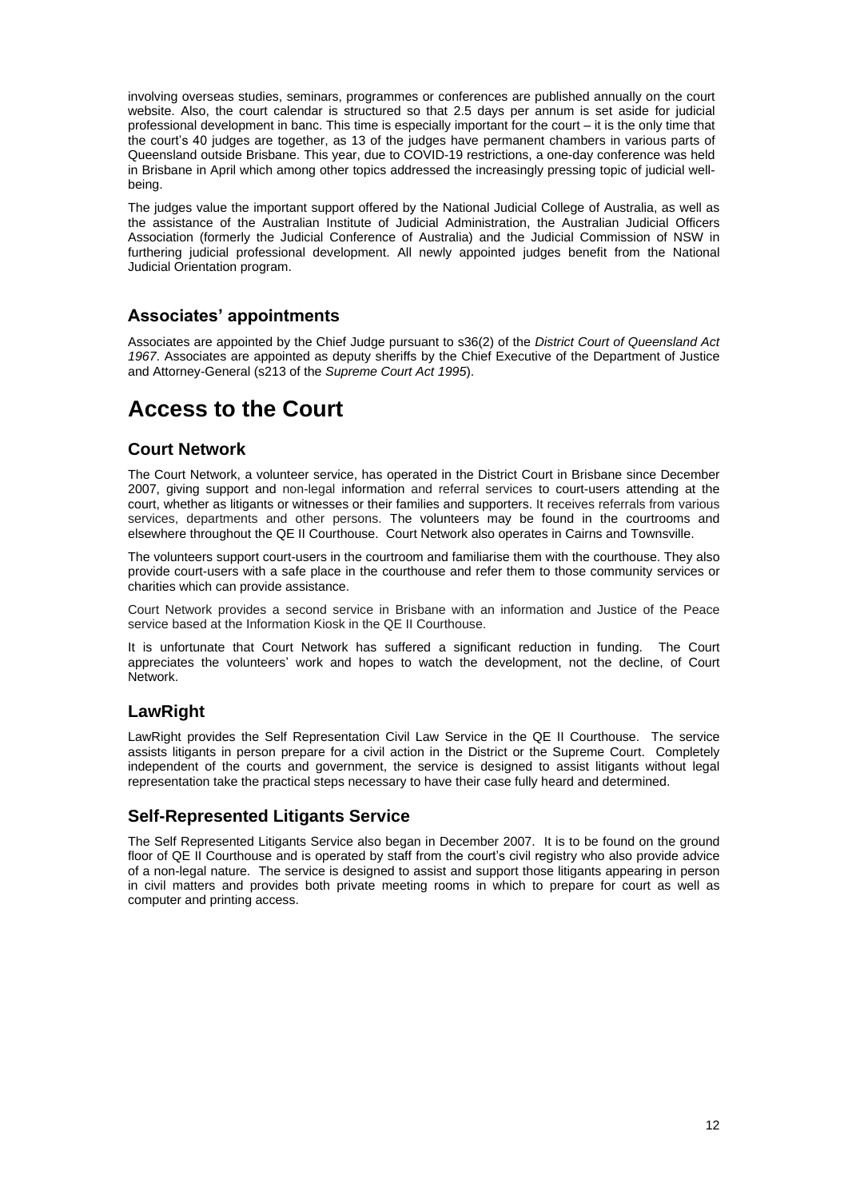involving overseas studies, seminars, programmes or conferences are published annually on the court website. Also, the court calendar is structured so that 2.5 days per annum is set aside for judicial professional development in banc. This time is especially important for the court – it is the only time that the court's 40 judges are together, as 13 of the judges have permanent chambers in various parts of Queensland outside Brisbane. This year, due to COVID-19 restrictions, a one-day conference was held in Brisbane in April which among other topics addressed the increasingly pressing topic of judicial well-being.

The judges value the important support offered by the National Judicial College of Australia, as well as the assistance of the Australian Institute of Judicial Administration, the Australian Judicial Officers Association (formerly the Judicial Conference of Australia) and the Judicial Commission of NSW in furthering judicial professional development. All newly appointed judges benefit from the National Judicial Orientation program.

## Associates' appointments

Associates are appointed by the Chief Judge pursuant to s36(2) of the *District Court of Queensland Act 1967*. Associates are appointed as deputy sheriffs by the Chief Executive of the Department of Justice and Attorney-General (s213 of the *Supreme Court Act 1995*).

# Access to the Court

## Court Network

The Court Network, a volunteer service, has operated in the District Court in Brisbane since December 2007, giving support and non-legal information and referral services to court-users attending at the court, whether as litigants or witnesses or their families and supporters. It receives referrals from various services, departments and other persons. The volunteers may be found in the courtrooms and elsewhere throughout the QE II Courthouse. Court Network also operates in Cairns and Townsville.

The volunteers support court-users in the courtroom and familiarise them with the courthouse. They also provide court-users with a safe place in the courthouse and refer them to those community services or charities which can provide assistance.

Court Network provides a second service in Brisbane with an information and Justice of the Peace service based at the Information Kiosk in the QE II Courthouse.

It is unfortunate that Court Network has suffered a significant reduction in funding. The Court appreciates the volunteers' work and hopes to watch the development, not the decline, of Court Network.

## LawRight

LawRight provides the Self Representation Civil Law Service in the QE II Courthouse. The service assists litigants in person prepare for a civil action in the District or the Supreme Court. Completely independent of the courts and government, the service is designed to assist litigants without legal representation take the practical steps necessary to have their case fully heard and determined.

## Self-Represented Litigants Service

The Self Represented Litigants Service also began in December 2007. It is to be found on the ground floor of QE II Courthouse and is operated by staff from the court's civil registry who also provide advice of a non-legal nature. The service is designed to assist and support those litigants appearing in person in civil matters and provides both private meeting rooms in which to prepare for court as well as computer and printing access.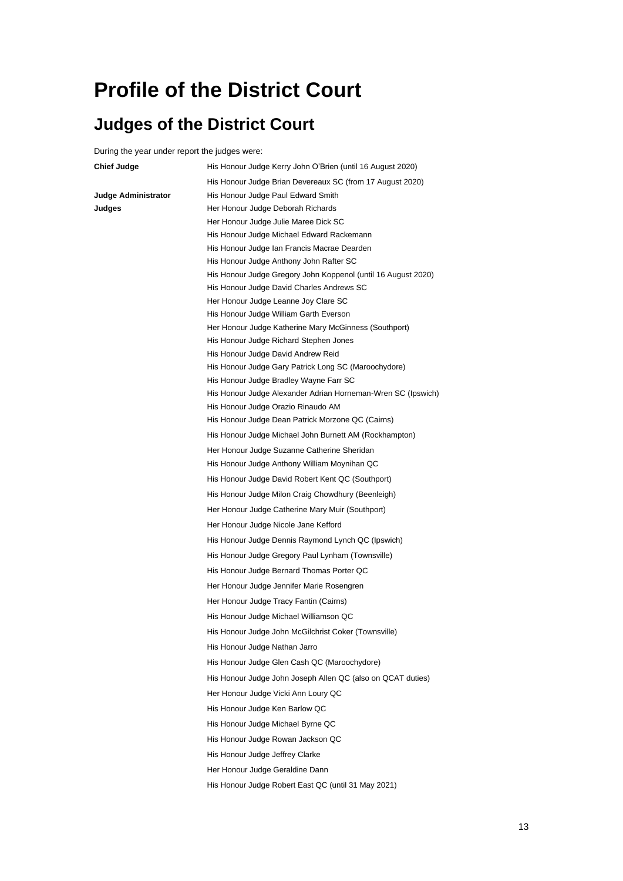# Profile of the District Court

## Judges of the District Court

During the year under report the judges were:

| | |
|---|---|
| **Chief Judge** | His Honour Judge Kerry John O'Brien (until 16 August 2020) |
| | His Honour Judge Brian Devereaux SC (from 17 August 2020) |
| **Judge Administrator** | His Honour Judge Paul Edward Smith |
| **Judges** | Her Honour Judge Deborah Richards |
| | Her Honour Judge Julie Maree Dick SC |
| | His Honour Judge Michael Edward Rackemann |
| | His Honour Judge Ian Francis Macrae Dearden |
| | His Honour Judge Anthony John Rafter SC |
| | His Honour Judge Gregory John Koppenol (until 16 August 2020) |
| | His Honour Judge David Charles Andrews SC |
| | Her Honour Judge Leanne Joy Clare SC |
| | His Honour Judge William Garth Everson |
| | Her Honour Judge Katherine Mary McGinness (Southport) |
| | His Honour Judge Richard Stephen Jones |
| | His Honour Judge David Andrew Reid |
| | His Honour Judge Gary Patrick Long SC (Maroochydore) |
| | His Honour Judge Bradley Wayne Farr SC |
| | His Honour Judge Alexander Adrian Horneman-Wren SC (Ipswich) |
| | His Honour Judge Orazio Rinaudo AM |
| | His Honour Judge Dean Patrick Morzone QC (Cairns) |
| | His Honour Judge Michael John Burnett AM (Rockhampton) |
| | Her Honour Judge Suzanne Catherine Sheridan |
| | His Honour Judge Anthony William Moynihan QC |
| | His Honour Judge David Robert Kent QC (Southport) |
| | His Honour Judge Milon Craig Chowdhury (Beenleigh) |
| | Her Honour Judge Catherine Mary Muir (Southport) |
| | Her Honour Judge Nicole Jane Kefford |
| | His Honour Judge Dennis Raymond Lynch QC (Ipswich) |
| | His Honour Judge Gregory Paul Lynham (Townsville) |
| | His Honour Judge Bernard Thomas Porter QC |
| | Her Honour Judge Jennifer Marie Rosengren |
| | Her Honour Judge Tracy Fantin (Cairns) |
| | His Honour Judge Michael Williamson QC |
| | His Honour Judge John McGilchrist Coker (Townsville) |
| | His Honour Judge Nathan Jarro |
| | His Honour Judge Glen Cash QC (Maroochydore) |
| | His Honour Judge John Joseph Allen QC (also on QCAT duties) |
| | Her Honour Judge Vicki Ann Loury QC |
| | His Honour Judge Ken Barlow QC |
| | His Honour Judge Michael Byrne QC |
| | His Honour Judge Rowan Jackson QC |
| | His Honour Judge Jeffrey Clarke |
| | Her Honour Judge Geraldine Dann |
| | His Honour Judge Robert East QC (until 31 May 2021) |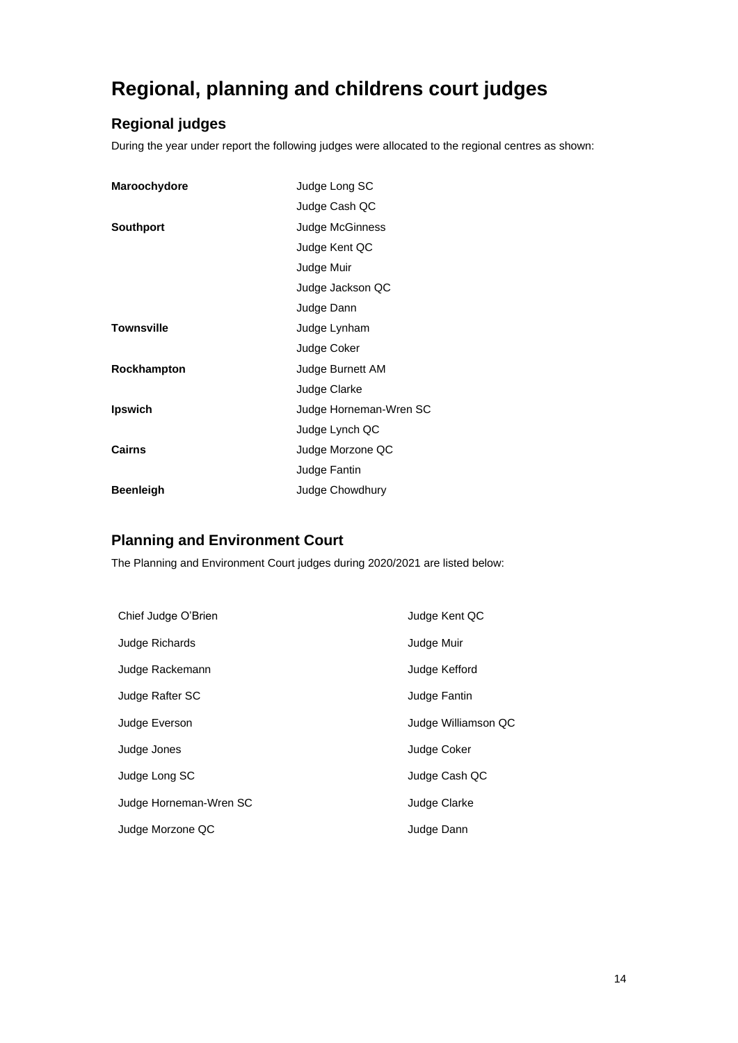# Regional, planning and childrens court judges

## Regional judges

During the year under report the following judges were allocated to the regional centres as shown:

| | |
|---|---|
| **Maroochydore** | Judge Long SC |
| | Judge Cash QC |
| **Southport** | Judge McGinness |
| | Judge Kent QC |
| | Judge Muir |
| | Judge Jackson QC |
| | Judge Dann |
| **Townsville** | Judge Lynham |
| | Judge Coker |
| **Rockhampton** | Judge Burnett AM |
| | Judge Clarke |
| **Ipswich** | Judge Horneman-Wren SC |
| | Judge Lynch QC |
| **Cairns** | Judge Morzone QC |
| | Judge Fantin |
| **Beenleigh** | Judge Chowdhury |

## Planning and Environment Court

The Planning and Environment Court judges during 2020/2021 are listed below:

| | |
|---|---|
| Chief Judge O'Brien | Judge Kent QC |
| Judge Richards | Judge Muir |
| Judge Rackemann | Judge Kefford |
| Judge Rafter SC | Judge Fantin |
| Judge Everson | Judge Williamson QC |
| Judge Jones | Judge Coker |
| Judge Long SC | Judge Cash QC |
| Judge Horneman-Wren SC | Judge Clarke |
| Judge Morzone QC | Judge Dann |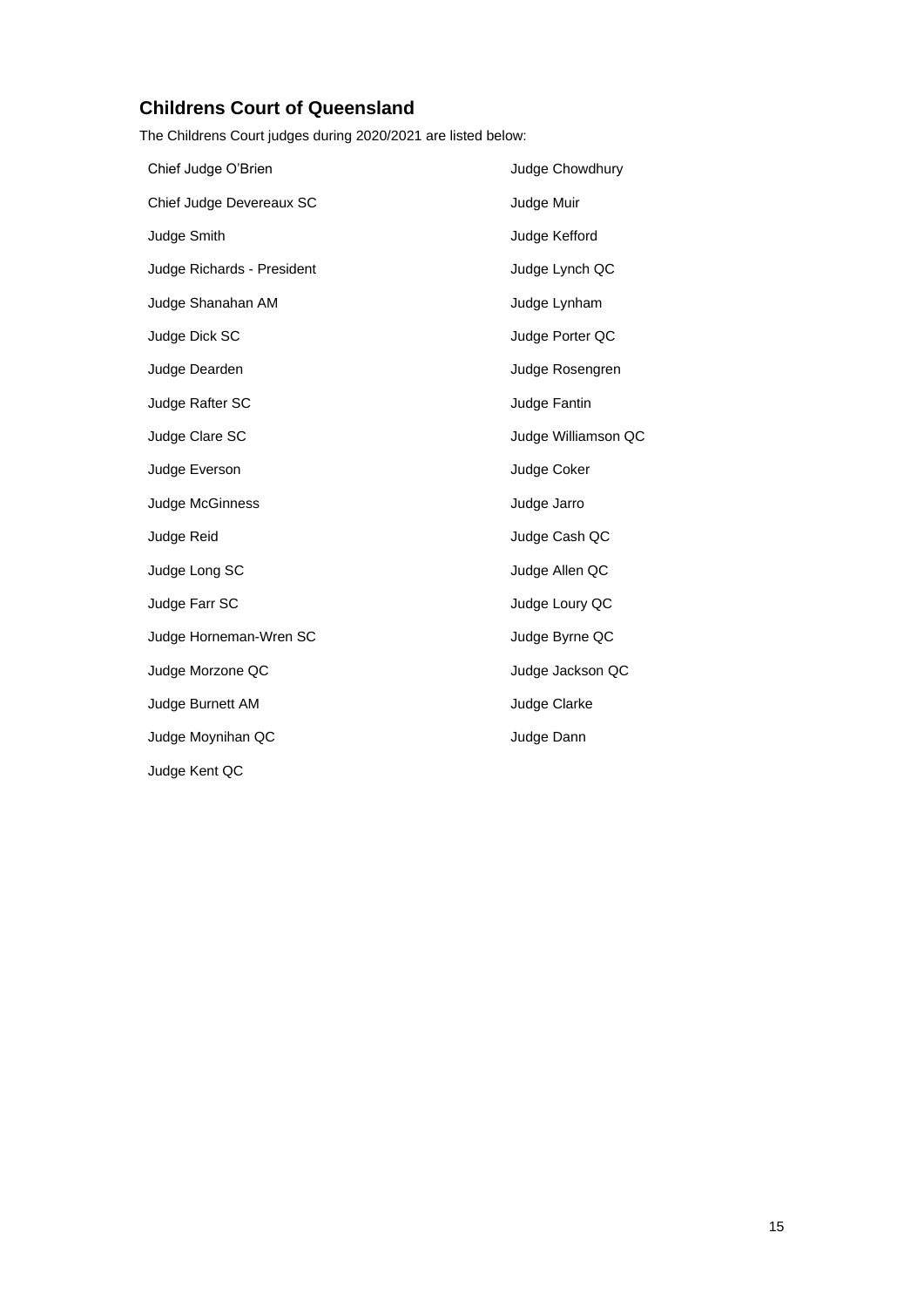## Childrens Court of Queensland

The Childrens Court judges during 2020/2021 are listed below:

- Chief Judge O'Brien
- Chief Judge Devereaux SC
- Judge Smith
- Judge Richards - President
- Judge Shanahan AM
- Judge Dick SC
- Judge Dearden
- Judge Rafter SC
- Judge Clare SC
- Judge Everson
- Judge McGinness
- Judge Reid
- Judge Long SC
- Judge Farr SC
- Judge Horneman-Wren SC
- Judge Morzone QC
- Judge Burnett AM
- Judge Moynihan QC
- Judge Kent QC
- Judge Chowdhury
- Judge Muir
- Judge Kefford
- Judge Lynch QC
- Judge Lynham
- Judge Porter QC
- Judge Rosengren
- Judge Fantin
- Judge Williamson QC
- Judge Coker
- Judge Jarro
- Judge Cash QC
- Judge Allen QC
- Judge Loury QC
- Judge Byrne QC
- Judge Jackson QC
- Judge Clarke
- Judge Dann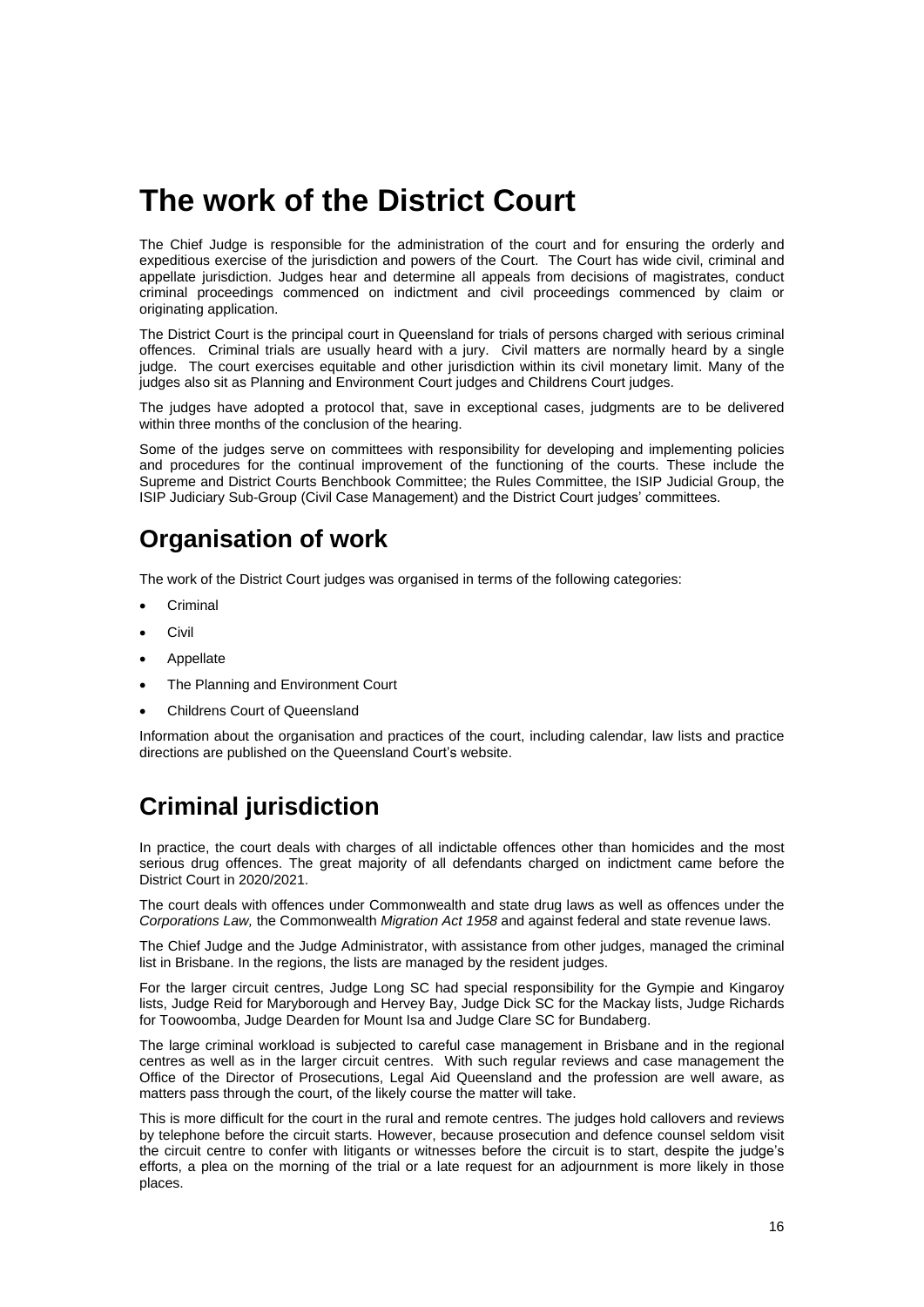# The work of the District Court

The Chief Judge is responsible for the administration of the court and for ensuring the orderly and expeditious exercise of the jurisdiction and powers of the Court. The Court has wide civil, criminal and appellate jurisdiction. Judges hear and determine all appeals from decisions of magistrates, conduct criminal proceedings commenced on indictment and civil proceedings commenced by claim or originating application.

The District Court is the principal court in Queensland for trials of persons charged with serious criminal offences. Criminal trials are usually heard with a jury. Civil matters are normally heard by a single judge. The court exercises equitable and other jurisdiction within its civil monetary limit. Many of the judges also sit as Planning and Environment Court judges and Childrens Court judges.

The judges have adopted a protocol that, save in exceptional cases, judgments are to be delivered within three months of the conclusion of the hearing.

Some of the judges serve on committees with responsibility for developing and implementing policies and procedures for the continual improvement of the functioning of the courts. These include the Supreme and District Courts Benchbook Committee; the Rules Committee, the ISIP Judicial Group, the ISIP Judiciary Sub-Group (Civil Case Management) and the District Court judges' committees.

## Organisation of work

The work of the District Court judges was organised in terms of the following categories:

- Criminal
- Civil
- Appellate
- The Planning and Environment Court
- Childrens Court of Queensland

Information about the organisation and practices of the court, including calendar, law lists and practice directions are published on the Queensland Court's website.

## Criminal jurisdiction

In practice, the court deals with charges of all indictable offences other than homicides and the most serious drug offences. The great majority of all defendants charged on indictment came before the District Court in 2020/2021.

The court deals with offences under Commonwealth and state drug laws as well as offences under the *Corporations Law,* the Commonwealth *Migration Act 1958* and against federal and state revenue laws.

The Chief Judge and the Judge Administrator, with assistance from other judges, managed the criminal list in Brisbane. In the regions, the lists are managed by the resident judges.

For the larger circuit centres, Judge Long SC had special responsibility for the Gympie and Kingaroy lists, Judge Reid for Maryborough and Hervey Bay, Judge Dick SC for the Mackay lists, Judge Richards for Toowoomba, Judge Dearden for Mount Isa and Judge Clare SC for Bundaberg.

The large criminal workload is subjected to careful case management in Brisbane and in the regional centres as well as in the larger circuit centres. With such regular reviews and case management the Office of the Director of Prosecutions, Legal Aid Queensland and the profession are well aware, as matters pass through the court, of the likely course the matter will take.

This is more difficult for the court in the rural and remote centres. The judges hold callovers and reviews by telephone before the circuit starts. However, because prosecution and defence counsel seldom visit the circuit centre to confer with litigants or witnesses before the circuit is to start, despite the judge's efforts, a plea on the morning of the trial or a late request for an adjournment is more likely in those places.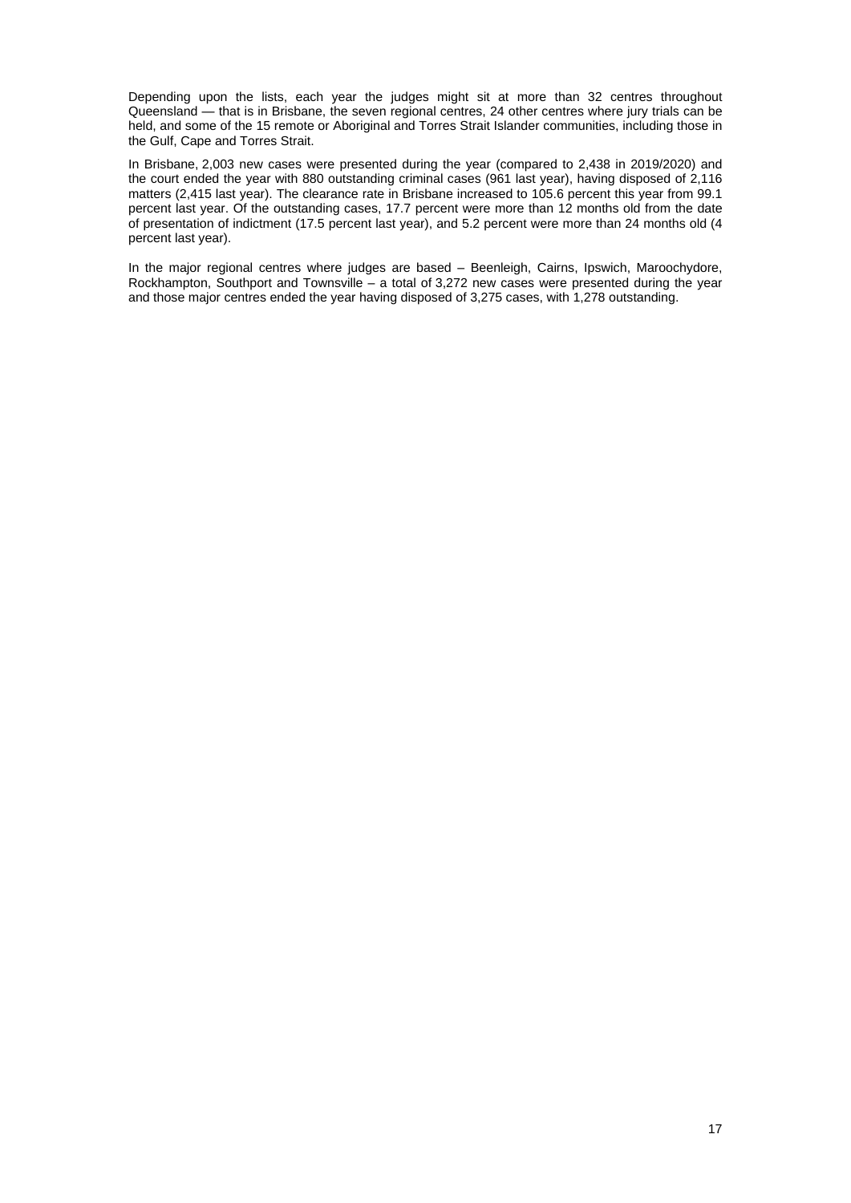Depending upon the lists, each year the judges might sit at more than 32 centres throughout Queensland — that is in Brisbane, the seven regional centres, 24 other centres where jury trials can be held, and some of the 15 remote or Aboriginal and Torres Strait Islander communities, including those in the Gulf, Cape and Torres Strait.

In Brisbane, 2,003 new cases were presented during the year (compared to 2,438 in 2019/2020) and the court ended the year with 880 outstanding criminal cases (961 last year), having disposed of 2,116 matters (2,415 last year). The clearance rate in Brisbane increased to 105.6 percent this year from 99.1 percent last year. Of the outstanding cases, 17.7 percent were more than 12 months old from the date of presentation of indictment (17.5 percent last year), and 5.2 percent were more than 24 months old (4 percent last year).

In the major regional centres where judges are based – Beenleigh, Cairns, Ipswich, Maroochydore, Rockhampton, Southport and Townsville – a total of 3,272 new cases were presented during the year and those major centres ended the year having disposed of 3,275 cases, with 1,278 outstanding.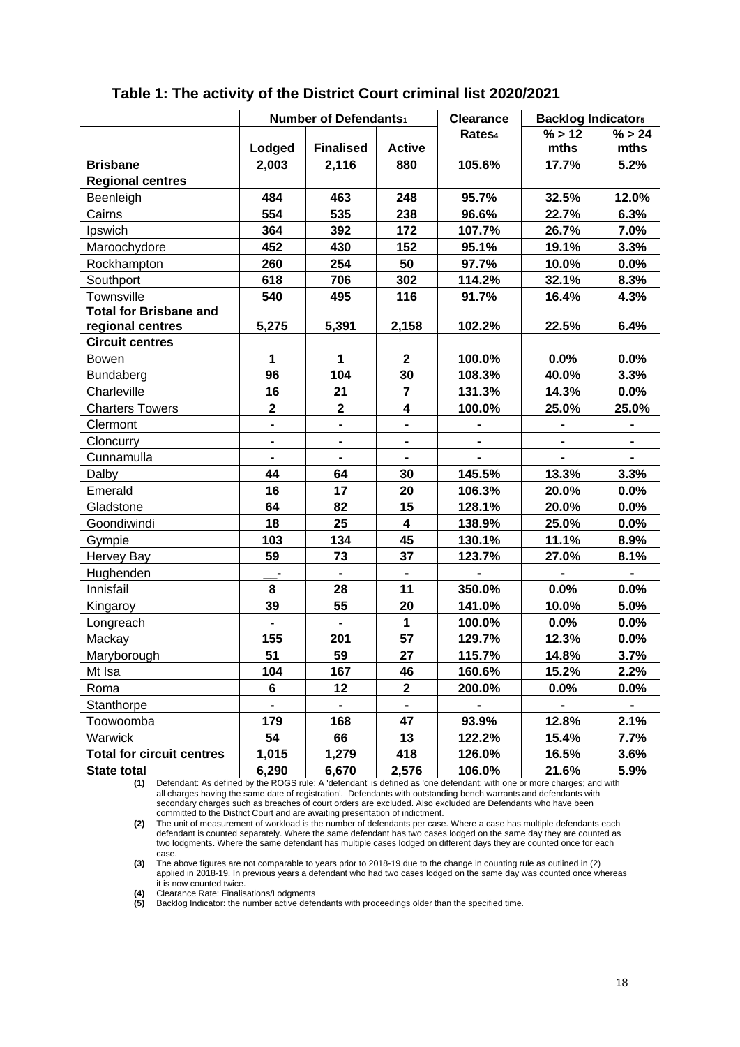## Table 1: The activity of the District Court criminal list 2020/2021

| | Number of Defendants[1] | | | Clearance Rates[4] | Backlog Indicators[5] | |
|---|---|---|---|---|---|---|
| | Lodged | Finalised | Active | | % > 12 mths | % > 24 mths |
| **Brisbane** | **2,003** | **2,116** | **880** | **105.6%** | **17.7%** | **5.2%** |
| **Regional centres** | | | | | | |
| Beenleigh | **484** | **463** | **248** | **95.7%** | **32.5%** | **12.0%** |
| Cairns | **554** | **535** | **238** | **96.6%** | **22.7%** | **6.3%** |
| Ipswich | **364** | **392** | **172** | **107.7%** | **26.7%** | **7.0%** |
| Maroochydore | **452** | **430** | **152** | **95.1%** | **19.1%** | **3.3%** |
| Rockhampton | **260** | **254** | **50** | **97.7%** | **10.0%** | **0.0%** |
| Southport | **618** | **706** | **302** | **114.2%** | **32.1%** | **8.3%** |
| Townsville | **540** | **495** | **116** | **91.7%** | **16.4%** | **4.3%** |
| **Total for Brisbane and regional centres** | **5,275** | **5,391** | **2,158** | **102.2%** | **22.5%** | **6.4%** |
| **Circuit centres** | | | | | | |
| Bowen | **1** | **1** | **2** | **100.0%** | **0.0%** | **0.0%** |
| Bundaberg | **96** | **104** | **30** | **108.3%** | **40.0%** | **3.3%** |
| Charleville | **16** | **21** | **7** | **131.3%** | **14.3%** | **0.0%** |
| Charters Towers | **2** | **2** | **4** | **100.0%** | **25.0%** | **25.0%** |
| Clermont | **-** | **-** | **-** | **-** | **-** | **-** |
| Cloncurry | **-** | **-** | **-** | **-** | **-** | **-** |
| Cunnamulla | **-** | **-** | **-** | **-** | **-** | **-** |
| Dalby | **44** | **64** | **30** | **145.5%** | **13.3%** | **3.3%** |
| Emerald | **16** | **17** | **20** | **106.3%** | **20.0%** | **0.0%** |
| Gladstone | **64** | **82** | **15** | **128.1%** | **20.0%** | **0.0%** |
| Goondiwindi | **18** | **25** | **4** | **138.9%** | **25.0%** | **0.0%** |
| Gympie | **103** | **134** | **45** | **130.1%** | **11.1%** | **8.9%** |
| Hervey Bay | **59** | **73** | **37** | **123.7%** | **27.0%** | **8.1%** |
| Hughenden | **-** | **-** | **-** | **-** | **-** | **-** |
| Innisfail | **8** | **28** | **11** | **350.0%** | **0.0%** | **0.0%** |
| Kingaroy | **39** | **55** | **20** | **141.0%** | **10.0%** | **5.0%** |
| Longreach | **-** | **-** | **1** | **100.0%** | **0.0%** | **0.0%** |
| Mackay | **155** | **201** | **57** | **129.7%** | **12.3%** | **0.0%** |
| Maryborough | **51** | **59** | **27** | **115.7%** | **14.8%** | **3.7%** |
| Mt Isa | **104** | **167** | **46** | **160.6%** | **15.2%** | **2.2%** |
| Roma | **6** | **12** | **2** | **200.0%** | **0.0%** | **0.0%** |
| Stanthorpe | **-** | **-** | **-** | **-** | **-** | **-** |
| Toowoomba | **179** | **168** | **47** | **93.9%** | **12.8%** | **2.1%** |
| Warwick | **54** | **66** | **13** | **122.2%** | **15.4%** | **7.7%** |
| **Total for circuit centres** | **1,015** | **1,279** | **418** | **126.0%** | **16.5%** | **3.6%** |
| **State total** | **6,290** | **6,670** | **2,576** | **106.0%** | **21.6%** | **5.9%** |

**(1)** Defendant: As defined by the ROGS rule: A 'defendant' is defined as 'one defendant; with one or more charges; and with all charges having the same date of registration'. Defendants with outstanding bench warrants and defendants with secondary charges such as breaches of court orders are excluded. Also excluded are Defendants who have been committed to the District Court and are awaiting presentation of indictment.

**(2)** The unit of measurement of workload is the number of defendants per case. Where a case has multiple defendants each defendant is counted separately. Where the same defendant has two cases lodged on the same day they are counted as two lodgments. Where the same defendant has multiple cases lodged on different days they are counted once for each case.

**(3)** The above figures are not comparable to years prior to 2018-19 due to the change in counting rule as outlined in (2) applied in 2018-19. In previous years a defendant who had two cases lodged on the same day was counted once whereas it is now counted twice.

**(4)** Clearance Rate: Finalisations/Lodgments

**(5)** Backlog Indicator: the number active defendants with proceedings older than the specified time.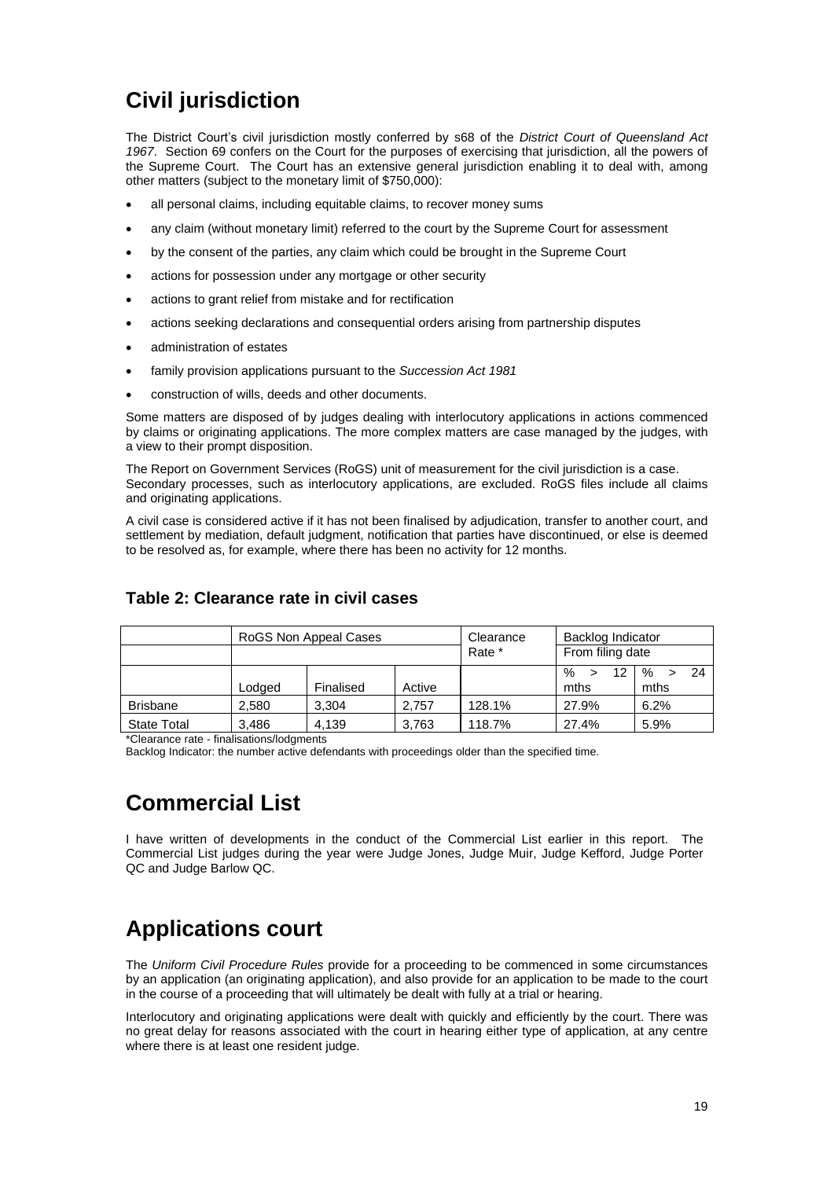# Civil jurisdiction

The District Court's civil jurisdiction mostly conferred by s68 of the *District Court of Queensland Act 1967*. Section 69 confers on the Court for the purposes of exercising that jurisdiction, all the powers of the Supreme Court. The Court has an extensive general jurisdiction enabling it to deal with, among other matters (subject to the monetary limit of $750,000):

- all personal claims, including equitable claims, to recover money sums
- any claim (without monetary limit) referred to the court by the Supreme Court for assessment
- by the consent of the parties, any claim which could be brought in the Supreme Court
- actions for possession under any mortgage or other security
- actions to grant relief from mistake and for rectification
- actions seeking declarations and consequential orders arising from partnership disputes
- administration of estates
- family provision applications pursuant to the *Succession Act 1981*
- construction of wills, deeds and other documents.

Some matters are disposed of by judges dealing with interlocutory applications in actions commenced by claims or originating applications. The more complex matters are case managed by the judges, with a view to their prompt disposition.

The Report on Government Services (RoGS) unit of measurement for the civil jurisdiction is a case. Secondary processes, such as interlocutory applications, are excluded. RoGS files include all claims and originating applications.

A civil case is considered active if it has not been finalised by adjudication, transfer to another court, and settlement by mediation, default judgment, notification that parties have discontinued, or else is deemed to be resolved as, for example, where there has been no activity for 12 months.

### Table 2: Clearance rate in civil cases

| | RoGS Non Appeal Cases | | | Clearance Rate * | Backlog Indicator From filing date | |
|---|---|---|---|---|---|---|
| | Lodged | Finalised | Active | | % > 12 mths | % > 24 mths |
| Brisbane | 2,580 | 3,304 | 2,757 | 128.1% | 27.9% | 6.2% |
| State Total | 3,486 | 4,139 | 3,763 | 118.7% | 27.4% | 5.9% |

*Clearance rate - finalisations/lodgments

Backlog Indicator: the number active defendants with proceedings older than the specified time.

# Commercial List

I have written of developments in the conduct of the Commercial List earlier in this report. The Commercial List judges during the year were Judge Jones, Judge Muir, Judge Kefford, Judge Porter QC and Judge Barlow QC.

# Applications court

The *Uniform Civil Procedure Rules* provide for a proceeding to be commenced in some circumstances by an application (an originating application), and also provide for an application to be made to the court in the course of a proceeding that will ultimately be dealt with fully at a trial or hearing.

Interlocutory and originating applications were dealt with quickly and efficiently by the court. There was no great delay for reasons associated with the court in hearing either type of application, at any centre where there is at least one resident judge.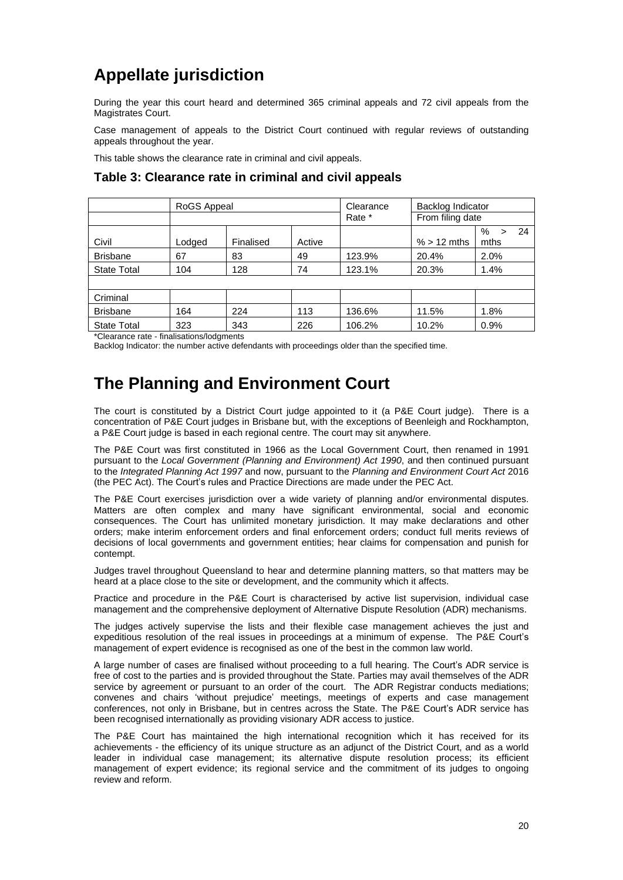# Appellate jurisdiction

During the year this court heard and determined 365 criminal appeals and 72 civil appeals from the Magistrates Court.

Case management of appeals to the District Court continued with regular reviews of outstanding appeals throughout the year.

This table shows the clearance rate in criminal and civil appeals.

### Table 3: Clearance rate in criminal and civil appeals

| | RoGS Appeal | | | Clearance Rate * | Backlog Indicator From filing date | |
|---|---|---|---|---|---|---|
| Civil | Lodged | Finalised | Active | | % > 12 mths | % > 24 mths |
| Brisbane | 67 | 83 | 49 | 123.9% | 20.4% | 2.0% |
| State Total | 104 | 128 | 74 | 123.1% | 20.3% | 1.4% |
| | | | | | | |
| Criminal | | | | | | |
| Brisbane | 164 | 224 | 113 | 136.6% | 11.5% | 1.8% |
| State Total | 323 | 343 | 226 | 106.2% | 10.2% | 0.9% |

*Clearance rate - finalisations/lodgments

Backlog Indicator: the number active defendants with proceedings older than the specified time.

# The Planning and Environment Court

The court is constituted by a District Court judge appointed to it (a P&E Court judge). There is a concentration of P&E Court judges in Brisbane but, with the exceptions of Beenleigh and Rockhampton, a P&E Court judge is based in each regional centre. The court may sit anywhere.

The P&E Court was first constituted in 1966 as the Local Government Court, then renamed in 1991 pursuant to the *Local Government (Planning and Environment) Act 1990*, and then continued pursuant to the *Integrated Planning Act 1997* and now, pursuant to the *Planning and Environment Court Act* 2016 (the PEC Act). The Court's rules and Practice Directions are made under the PEC Act.

The P&E Court exercises jurisdiction over a wide variety of planning and/or environmental disputes. Matters are often complex and many have significant environmental, social and economic consequences. The Court has unlimited monetary jurisdiction. It may make declarations and other orders; make interim enforcement orders and final enforcement orders; conduct full merits reviews of decisions of local governments and government entities; hear claims for compensation and punish for contempt.

Judges travel throughout Queensland to hear and determine planning matters, so that matters may be heard at a place close to the site or development, and the community which it affects.

Practice and procedure in the P&E Court is characterised by active list supervision, individual case management and the comprehensive deployment of Alternative Dispute Resolution (ADR) mechanisms.

The judges actively supervise the lists and their flexible case management achieves the just and expeditious resolution of the real issues in proceedings at a minimum of expense. The P&E Court's management of expert evidence is recognised as one of the best in the common law world.

A large number of cases are finalised without proceeding to a full hearing. The Court's ADR service is free of cost to the parties and is provided throughout the State. Parties may avail themselves of the ADR service by agreement or pursuant to an order of the court. The ADR Registrar conducts mediations; convenes and chairs 'without prejudice' meetings, meetings of experts and case management conferences, not only in Brisbane, but in centres across the State. The P&E Court's ADR service has been recognised internationally as providing visionary ADR access to justice.

The P&E Court has maintained the high international recognition which it has received for its achievements - the efficiency of its unique structure as an adjunct of the District Court, and as a world leader in individual case management; its alternative dispute resolution process; its efficient management of expert evidence; its regional service and the commitment of its judges to ongoing review and reform.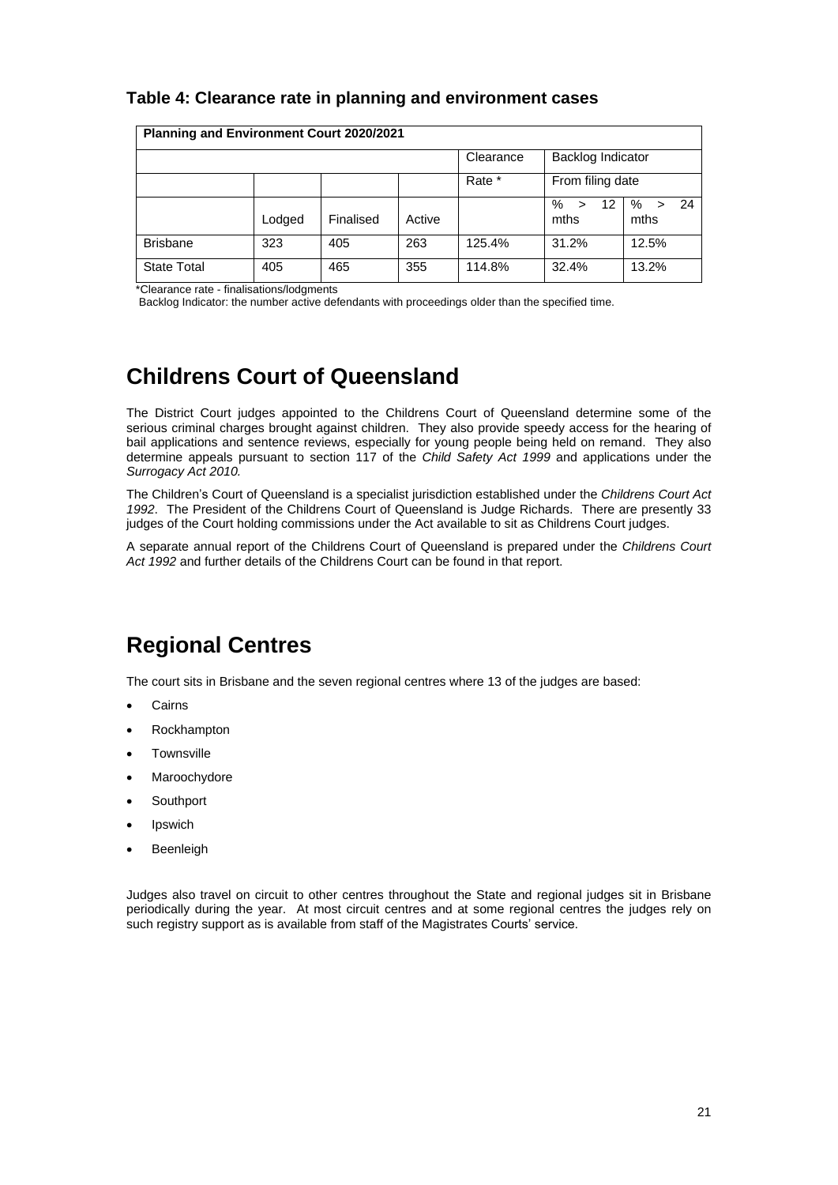### Table 4: Clearance rate in planning and environment cases

| Planning and Environment Court 2020/2021 | | | | | | |
|---|---|---|---|---|---|---|
| | | | | Clearance | Backlog Indicator | |
| | | | | Rate * | From filing date | |
| | Lodged | Finalised | Active | | % > 12 mths | % > 24 mths |
| Brisbane | 323 | 405 | 263 | 125.4% | 31.2% | 12.5% |
| State Total | 405 | 465 | 355 | 114.8% | 32.4% | 13.2% |

*Clearance rate - finalisations/lodgments

Backlog Indicator: the number active defendants with proceedings older than the specified time.

# Childrens Court of Queensland

The District Court judges appointed to the Childrens Court of Queensland determine some of the serious criminal charges brought against children. They also provide speedy access for the hearing of bail applications and sentence reviews, especially for young people being held on remand. They also determine appeals pursuant to section 117 of the *Child Safety Act 1999* and applications under the *Surrogacy Act 2010.*

The Children's Court of Queensland is a specialist jurisdiction established under the *Childrens Court Act 1992*. The President of the Childrens Court of Queensland is Judge Richards. There are presently 33 judges of the Court holding commissions under the Act available to sit as Childrens Court judges.

A separate annual report of the Childrens Court of Queensland is prepared under the *Childrens Court Act 1992* and further details of the Childrens Court can be found in that report.

# Regional Centres

The court sits in Brisbane and the seven regional centres where 13 of the judges are based:

- Cairns
- Rockhampton
- Townsville
- Maroochydore
- Southport
- Ipswich
- Beenleigh

Judges also travel on circuit to other centres throughout the State and regional judges sit in Brisbane periodically during the year. At most circuit centres and at some regional centres the judges rely on such registry support as is available from staff of the Magistrates Courts' service.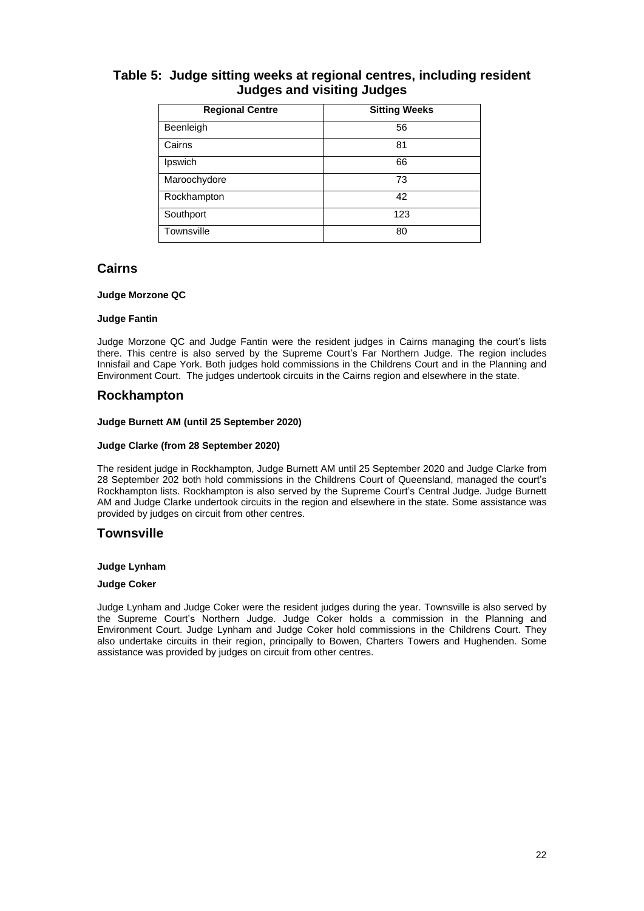## Table 5: Judge sitting weeks at regional centres, including resident Judges and visiting Judges

| Regional Centre | Sitting Weeks |
| --- | --- |
| Beenleigh | 56 |
| Cairns | 81 |
| Ipswich | 66 |
| Maroochydore | 73 |
| Rockhampton | 42 |
| Southport | 123 |
| Townsville | 80 |

## Cairns

**Judge Morzone QC**

**Judge Fantin**

Judge Morzone QC and Judge Fantin were the resident judges in Cairns managing the court's lists there. This centre is also served by the Supreme Court's Far Northern Judge. The region includes Innisfail and Cape York. Both judges hold commissions in the Childrens Court and in the Planning and Environment Court. The judges undertook circuits in the Cairns region and elsewhere in the state.

## Rockhampton

**Judge Burnett AM (until 25 September 2020)**

**Judge Clarke (from 28 September 2020)**

The resident judge in Rockhampton, Judge Burnett AM until 25 September 2020 and Judge Clarke from 28 September 202 both hold commissions in the Childrens Court of Queensland, managed the court's Rockhampton lists. Rockhampton is also served by the Supreme Court's Central Judge. Judge Burnett AM and Judge Clarke undertook circuits in the region and elsewhere in the state. Some assistance was provided by judges on circuit from other centres.

## Townsville

**Judge Lynham**

**Judge Coker**

Judge Lynham and Judge Coker were the resident judges during the year. Townsville is also served by the Supreme Court's Northern Judge. Judge Coker holds a commission in the Planning and Environment Court. Judge Lynham and Judge Coker hold commissions in the Childrens Court. They also undertake circuits in their region, principally to Bowen, Charters Towers and Hughenden. Some assistance was provided by judges on circuit from other centres.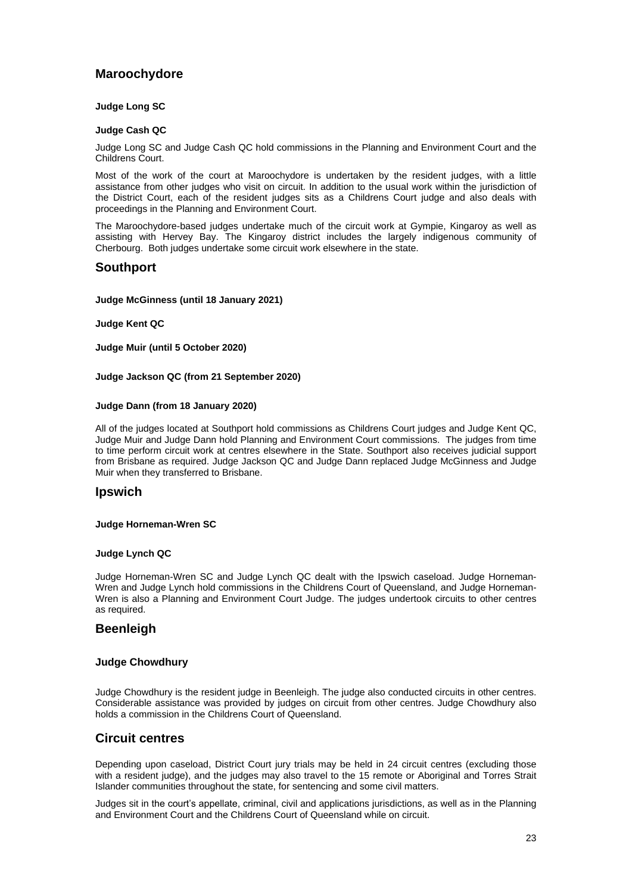## Maroochydore

**Judge Long SC**

**Judge Cash QC**

Judge Long SC and Judge Cash QC hold commissions in the Planning and Environment Court and the Childrens Court.

Most of the work of the court at Maroochydore is undertaken by the resident judges, with a little assistance from other judges who visit on circuit. In addition to the usual work within the jurisdiction of the District Court, each of the resident judges sits as a Childrens Court judge and also deals with proceedings in the Planning and Environment Court.

The Maroochydore-based judges undertake much of the circuit work at Gympie, Kingaroy as well as assisting with Hervey Bay. The Kingaroy district includes the largely indigenous community of Cherbourg. Both judges undertake some circuit work elsewhere in the state.

## Southport

**Judge McGinness (until 18 January 2021)**

**Judge Kent QC**

**Judge Muir (until 5 October 2020)**

**Judge Jackson QC (from 21 September 2020)**

**Judge Dann (from 18 January 2020)**

All of the judges located at Southport hold commissions as Childrens Court judges and Judge Kent QC, Judge Muir and Judge Dann hold Planning and Environment Court commissions. The judges from time to time perform circuit work at centres elsewhere in the State. Southport also receives judicial support from Brisbane as required. Judge Jackson QC and Judge Dann replaced Judge McGinness and Judge Muir when they transferred to Brisbane.

## Ipswich

**Judge Horneman-Wren SC**

**Judge Lynch QC**

Judge Horneman-Wren SC and Judge Lynch QC dealt with the Ipswich caseload. Judge Horneman-Wren and Judge Lynch hold commissions in the Childrens Court of Queensland, and Judge Horneman-Wren is also a Planning and Environment Court Judge. The judges undertook circuits to other centres as required.

## Beenleigh

**Judge Chowdhury**

Judge Chowdhury is the resident judge in Beenleigh. The judge also conducted circuits in other centres. Considerable assistance was provided by judges on circuit from other centres. Judge Chowdhury also holds a commission in the Childrens Court of Queensland.

## Circuit centres

Depending upon caseload, District Court jury trials may be held in 24 circuit centres (excluding those with a resident judge), and the judges may also travel to the 15 remote or Aboriginal and Torres Strait Islander communities throughout the state, for sentencing and some civil matters.

Judges sit in the court's appellate, criminal, civil and applications jurisdictions, as well as in the Planning and Environment Court and the Childrens Court of Queensland while on circuit.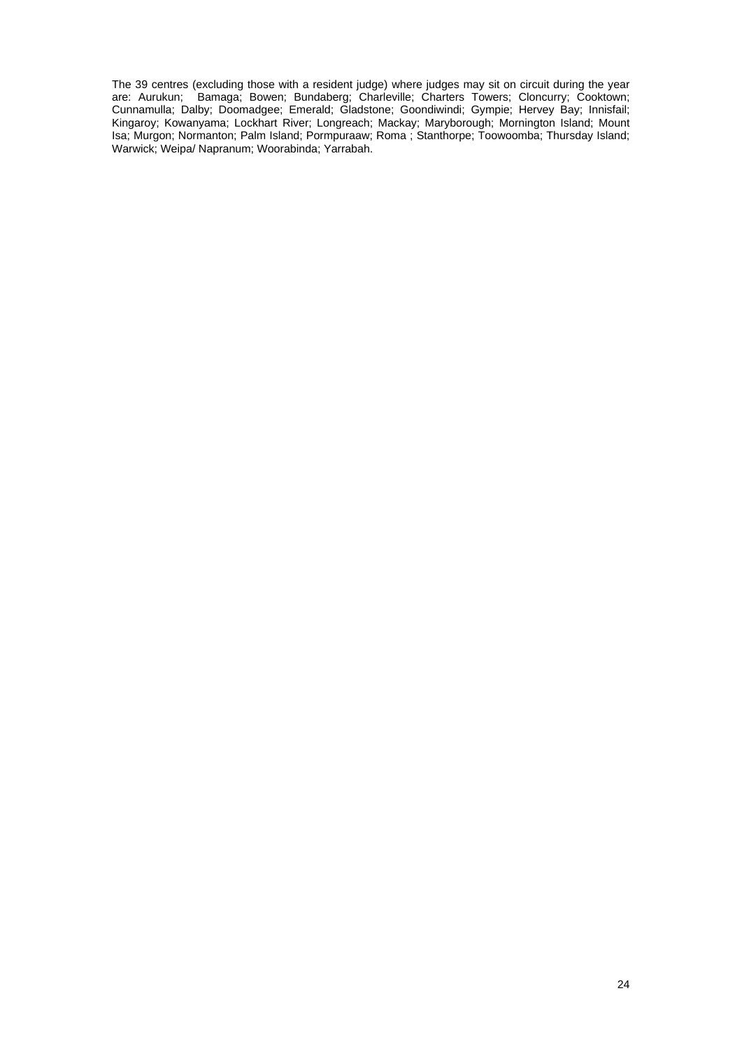The 39 centres (excluding those with a resident judge) where judges may sit on circuit during the year are: Aurukun; Bamaga; Bowen; Bundaberg; Charleville; Charters Towers; Cloncurry; Cooktown; Cunnamulla; Dalby; Doomadgee; Emerald; Gladstone; Goondiwindi; Gympie; Hervey Bay; Innisfail; Kingaroy; Kowanyama; Lockhart River; Longreach; Mackay; Maryborough; Mornington Island; Mount Isa; Murgon; Normanton; Palm Island; Pormpuraaw; Roma ; Stanthorpe; Toowoomba; Thursday Island; Warwick; Weipa/ Napranum; Woorabinda; Yarrabah.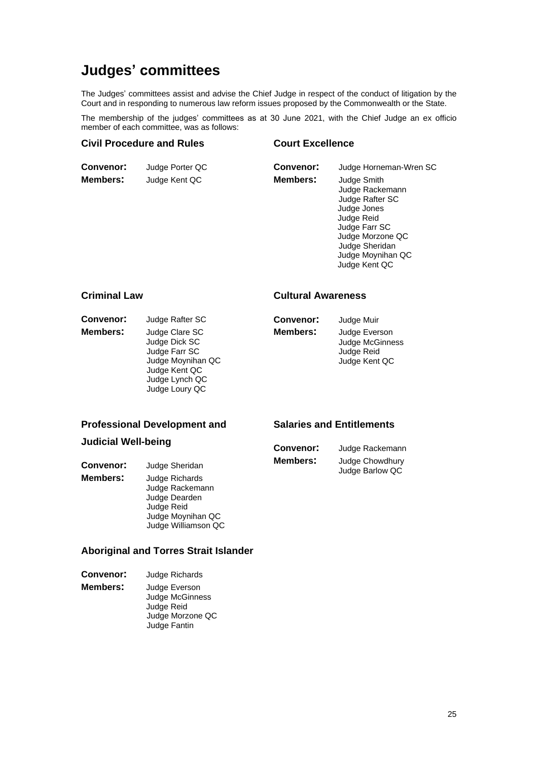# Judges' committees

The Judges' committees assist and advise the Chief Judge in respect of the conduct of litigation by the Court and in responding to numerous law reform issues proposed by the Commonwealth or the State.

The membership of the judges' committees as at 30 June 2021, with the Chief Judge an ex officio member of each committee, was as follows:

### Civil Procedure and Rules

**Convenor:** Judge Porter QC

**Members:** Judge Kent QC

### Court Excellence

**Convenor:** Judge Horneman-Wren SC

**Members:**
Judge Smith
Judge Rackemann
Judge Rafter SC
Judge Jones
Judge Reid
Judge Farr SC
Judge Morzone QC
Judge Sheridan
Judge Moynihan QC
Judge Kent QC

### Criminal Law

**Convenor:** Judge Rafter SC

**Members:**
Judge Clare SC
Judge Dick SC
Judge Farr SC
Judge Moynihan QC
Judge Kent QC
Judge Lynch QC
Judge Loury QC

### Cultural Awareness

**Convenor:** Judge Muir

**Members:**
Judge Everson
Judge McGinness
Judge Reid
Judge Kent QC

### Professional Development and Judicial Well-being

**Convenor:** Judge Sheridan

**Members:**
Judge Richards
Judge Rackemann
Judge Dearden
Judge Reid
Judge Moynihan QC
Judge Williamson QC

### Salaries and Entitlements

**Convenor:** Judge Rackemann

**Members:**
Judge Chowdhury
Judge Barlow QC

### Aboriginal and Torres Strait Islander

**Convenor:** Judge Richards

**Members:**
Judge Everson
Judge McGinness
Judge Reid
Judge Morzone QC
Judge Fantin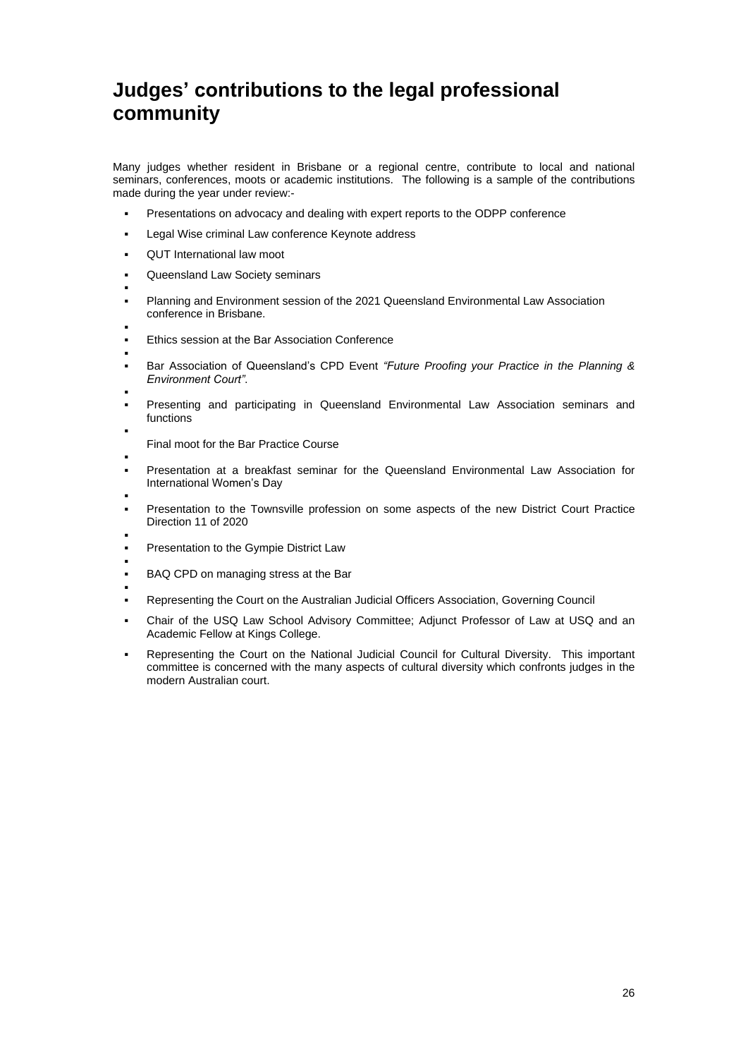# Judges' contributions to the legal professional community

Many judges whether resident in Brisbane or a regional centre, contribute to local and national seminars, conferences, moots or academic institutions. The following is a sample of the contributions made during the year under review:-

- Presentations on advocacy and dealing with expert reports to the ODPP conference
- Legal Wise criminal Law conference Keynote address
- QUT International law moot
- Queensland Law Society seminars
- Planning and Environment session of the 2021 Queensland Environmental Law Association conference in Brisbane.
- Ethics session at the Bar Association Conference
- Bar Association of Queensland's CPD Event *"Future Proofing your Practice in the Planning & Environment Court".*
- Presenting and participating in Queensland Environmental Law Association seminars and functions
- Final moot for the Bar Practice Course
- Presentation at a breakfast seminar for the Queensland Environmental Law Association for International Women's Day
- Presentation to the Townsville profession on some aspects of the new District Court Practice Direction 11 of 2020
- Presentation to the Gympie District Law
- BAQ CPD on managing stress at the Bar
- Representing the Court on the Australian Judicial Officers Association, Governing Council
- Chair of the USQ Law School Advisory Committee; Adjunct Professor of Law at USQ and an Academic Fellow at Kings College.
- Representing the Court on the National Judicial Council for Cultural Diversity. This important committee is concerned with the many aspects of cultural diversity which confronts judges in the modern Australian court.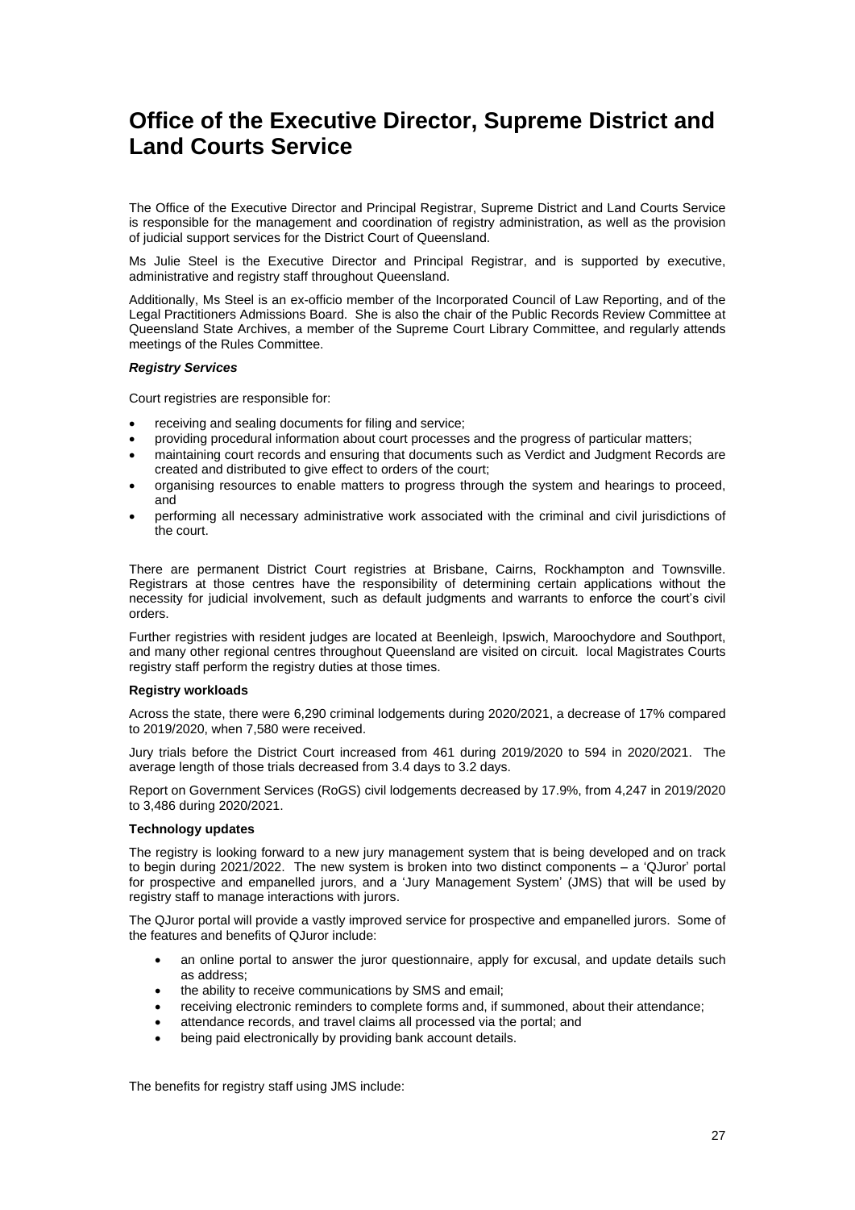# Office of the Executive Director, Supreme District and Land Courts Service

The Office of the Executive Director and Principal Registrar, Supreme District and Land Courts Service is responsible for the management and coordination of registry administration, as well as the provision of judicial support services for the District Court of Queensland.

Ms Julie Steel is the Executive Director and Principal Registrar, and is supported by executive, administrative and registry staff throughout Queensland.

Additionally, Ms Steel is an ex-officio member of the Incorporated Council of Law Reporting, and of the Legal Practitioners Admissions Board. She is also the chair of the Public Records Review Committee at Queensland State Archives, a member of the Supreme Court Library Committee, and regularly attends meetings of the Rules Committee.

***Registry Services***

Court registries are responsible for:

- receiving and sealing documents for filing and service;
- providing procedural information about court processes and the progress of particular matters;
- maintaining court records and ensuring that documents such as Verdict and Judgment Records are created and distributed to give effect to orders of the court;
- organising resources to enable matters to progress through the system and hearings to proceed, and
- performing all necessary administrative work associated with the criminal and civil jurisdictions of the court.

There are permanent District Court registries at Brisbane, Cairns, Rockhampton and Townsville. Registrars at those centres have the responsibility of determining certain applications without the necessity for judicial involvement, such as default judgments and warrants to enforce the court's civil orders.

Further registries with resident judges are located at Beenleigh, Ipswich, Maroochydore and Southport, and many other regional centres throughout Queensland are visited on circuit. local Magistrates Courts registry staff perform the registry duties at those times.

**Registry workloads**

Across the state, there were 6,290 criminal lodgements during 2020/2021, a decrease of 17% compared to 2019/2020, when 7,580 were received.

Jury trials before the District Court increased from 461 during 2019/2020 to 594 in 2020/2021. The average length of those trials decreased from 3.4 days to 3.2 days.

Report on Government Services (RoGS) civil lodgements decreased by 17.9%, from 4,247 in 2019/2020 to 3,486 during 2020/2021.

**Technology updates**

The registry is looking forward to a new jury management system that is being developed and on track to begin during 2021/2022. The new system is broken into two distinct components – a 'QJuror' portal for prospective and empanelled jurors, and a 'Jury Management System' (JMS) that will be used by registry staff to manage interactions with jurors.

The QJuror portal will provide a vastly improved service for prospective and empanelled jurors. Some of the features and benefits of QJuror include:

- an online portal to answer the juror questionnaire, apply for excusal, and update details such as address;
- the ability to receive communications by SMS and email;
- receiving electronic reminders to complete forms and, if summoned, about their attendance;
- attendance records, and travel claims all processed via the portal; and
- being paid electronically by providing bank account details.

The benefits for registry staff using JMS include: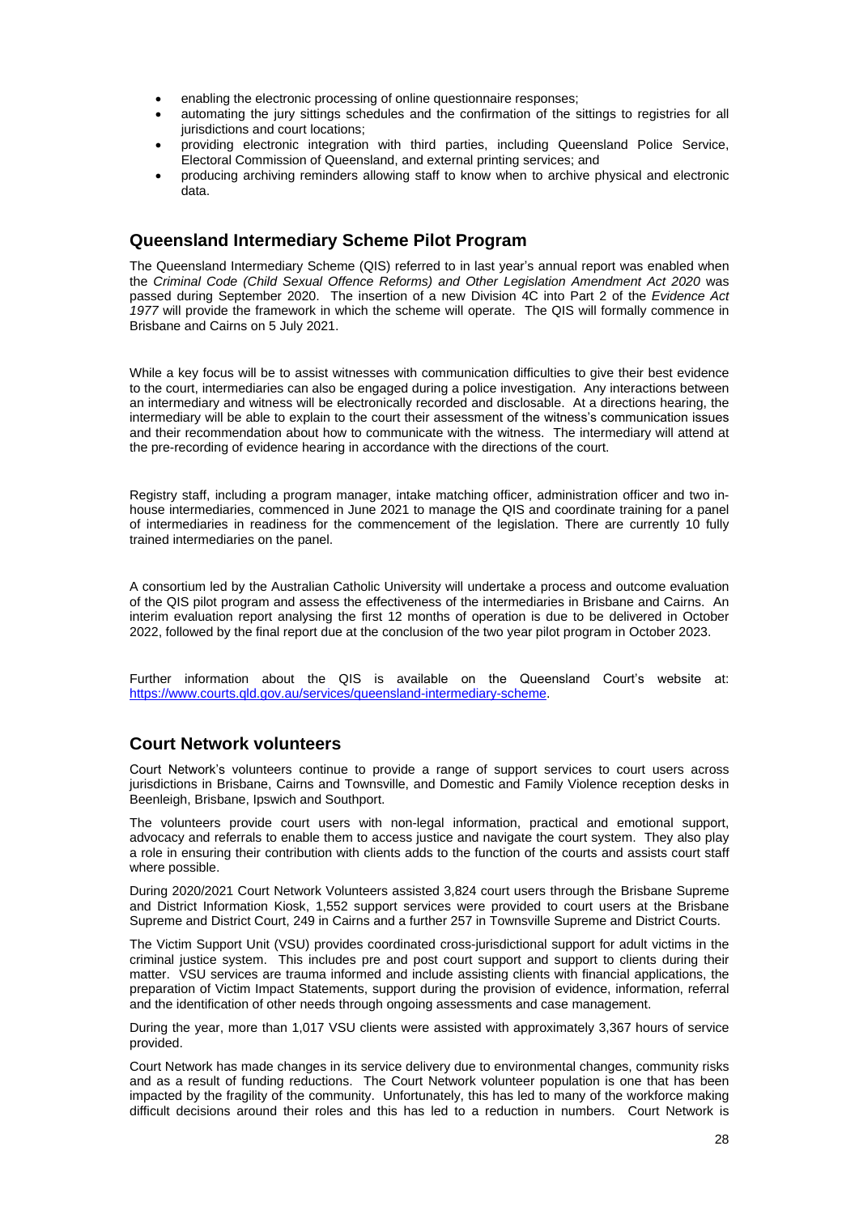- enabling the electronic processing of online questionnaire responses;
- automating the jury sittings schedules and the confirmation of the sittings to registries for all jurisdictions and court locations;
- providing electronic integration with third parties, including Queensland Police Service, Electoral Commission of Queensland, and external printing services; and
- producing archiving reminders allowing staff to know when to archive physical and electronic data.

## Queensland Intermediary Scheme Pilot Program

The Queensland Intermediary Scheme (QIS) referred to in last year's annual report was enabled when the *Criminal Code (Child Sexual Offence Reforms) and Other Legislation Amendment Act 2020* was passed during September 2020. The insertion of a new Division 4C into Part 2 of the *Evidence Act 1977* will provide the framework in which the scheme will operate. The QIS will formally commence in Brisbane and Cairns on 5 July 2021.

While a key focus will be to assist witnesses with communication difficulties to give their best evidence to the court, intermediaries can also be engaged during a police investigation. Any interactions between an intermediary and witness will be electronically recorded and disclosable. At a directions hearing, the intermediary will be able to explain to the court their assessment of the witness's communication issues and their recommendation about how to communicate with the witness. The intermediary will attend at the pre-recording of evidence hearing in accordance with the directions of the court.

Registry staff, including a program manager, intake matching officer, administration officer and two in-house intermediaries, commenced in June 2021 to manage the QIS and coordinate training for a panel of intermediaries in readiness for the commencement of the legislation. There are currently 10 fully trained intermediaries on the panel.

A consortium led by the Australian Catholic University will undertake a process and outcome evaluation of the QIS pilot program and assess the effectiveness of the intermediaries in Brisbane and Cairns. An interim evaluation report analysing the first 12 months of operation is due to be delivered in October 2022, followed by the final report due at the conclusion of the two year pilot program in October 2023.

Further information about the QIS is available on the Queensland Court's website at: https://www.courts.qld.gov.au/services/queensland-intermediary-scheme.

## Court Network volunteers

Court Network's volunteers continue to provide a range of support services to court users across jurisdictions in Brisbane, Cairns and Townsville, and Domestic and Family Violence reception desks in Beenleigh, Brisbane, Ipswich and Southport.

The volunteers provide court users with non-legal information, practical and emotional support, advocacy and referrals to enable them to access justice and navigate the court system. They also play a role in ensuring their contribution with clients adds to the function of the courts and assists court staff where possible.

During 2020/2021 Court Network Volunteers assisted 3,824 court users through the Brisbane Supreme and District Information Kiosk, 1,552 support services were provided to court users at the Brisbane Supreme and District Court, 249 in Cairns and a further 257 in Townsville Supreme and District Courts.

The Victim Support Unit (VSU) provides coordinated cross-jurisdictional support for adult victims in the criminal justice system. This includes pre and post court support and support to clients during their matter. VSU services are trauma informed and include assisting clients with financial applications, the preparation of Victim Impact Statements, support during the provision of evidence, information, referral and the identification of other needs through ongoing assessments and case management.

During the year, more than 1,017 VSU clients were assisted with approximately 3,367 hours of service provided.

Court Network has made changes in its service delivery due to environmental changes, community risks and as a result of funding reductions. The Court Network volunteer population is one that has been impacted by the fragility of the community. Unfortunately, this has led to many of the workforce making difficult decisions around their roles and this has led to a reduction in numbers. Court Network is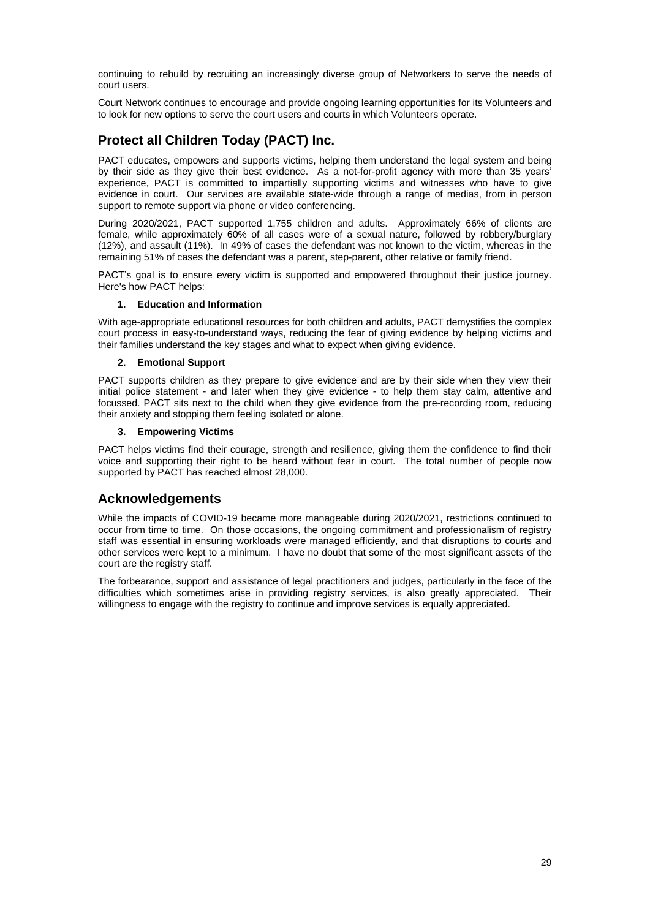continuing to rebuild by recruiting an increasingly diverse group of Networkers to serve the needs of court users.

Court Network continues to encourage and provide ongoing learning opportunities for its Volunteers and to look for new options to serve the court users and courts in which Volunteers operate.

## Protect all Children Today (PACT) Inc.

PACT educates, empowers and supports victims, helping them understand the legal system and being by their side as they give their best evidence. As a not-for-profit agency with more than 35 years' experience, PACT is committed to impartially supporting victims and witnesses who have to give evidence in court. Our services are available state-wide through a range of medias, from in person support to remote support via phone or video conferencing.

During 2020/2021, PACT supported 1,755 children and adults. Approximately 66% of clients are female, while approximately 60% of all cases were of a sexual nature, followed by robbery/burglary (12%), and assault (11%). In 49% of cases the defendant was not known to the victim, whereas in the remaining 51% of cases the defendant was a parent, step-parent, other relative or family friend.

PACT's goal is to ensure every victim is supported and empowered throughout their justice journey. Here's how PACT helps:

1. **Education and Information**

With age-appropriate educational resources for both children and adults, PACT demystifies the complex court process in easy-to-understand ways, reducing the fear of giving evidence by helping victims and their families understand the key stages and what to expect when giving evidence.

2. **Emotional Support**

PACT supports children as they prepare to give evidence and are by their side when they view their initial police statement - and later when they give evidence - to help them stay calm, attentive and focussed. PACT sits next to the child when they give evidence from the pre-recording room, reducing their anxiety and stopping them feeling isolated or alone.

3. **Empowering Victims**

PACT helps victims find their courage, strength and resilience, giving them the confidence to find their voice and supporting their right to be heard without fear in court. The total number of people now supported by PACT has reached almost 28,000.

## Acknowledgements

While the impacts of COVID-19 became more manageable during 2020/2021, restrictions continued to occur from time to time. On those occasions, the ongoing commitment and professionalism of registry staff was essential in ensuring workloads were managed efficiently, and that disruptions to courts and other services were kept to a minimum. I have no doubt that some of the most significant assets of the court are the registry staff.

The forbearance, support and assistance of legal practitioners and judges, particularly in the face of the difficulties which sometimes arise in providing registry services, is also greatly appreciated. Their willingness to engage with the registry to continue and improve services is equally appreciated.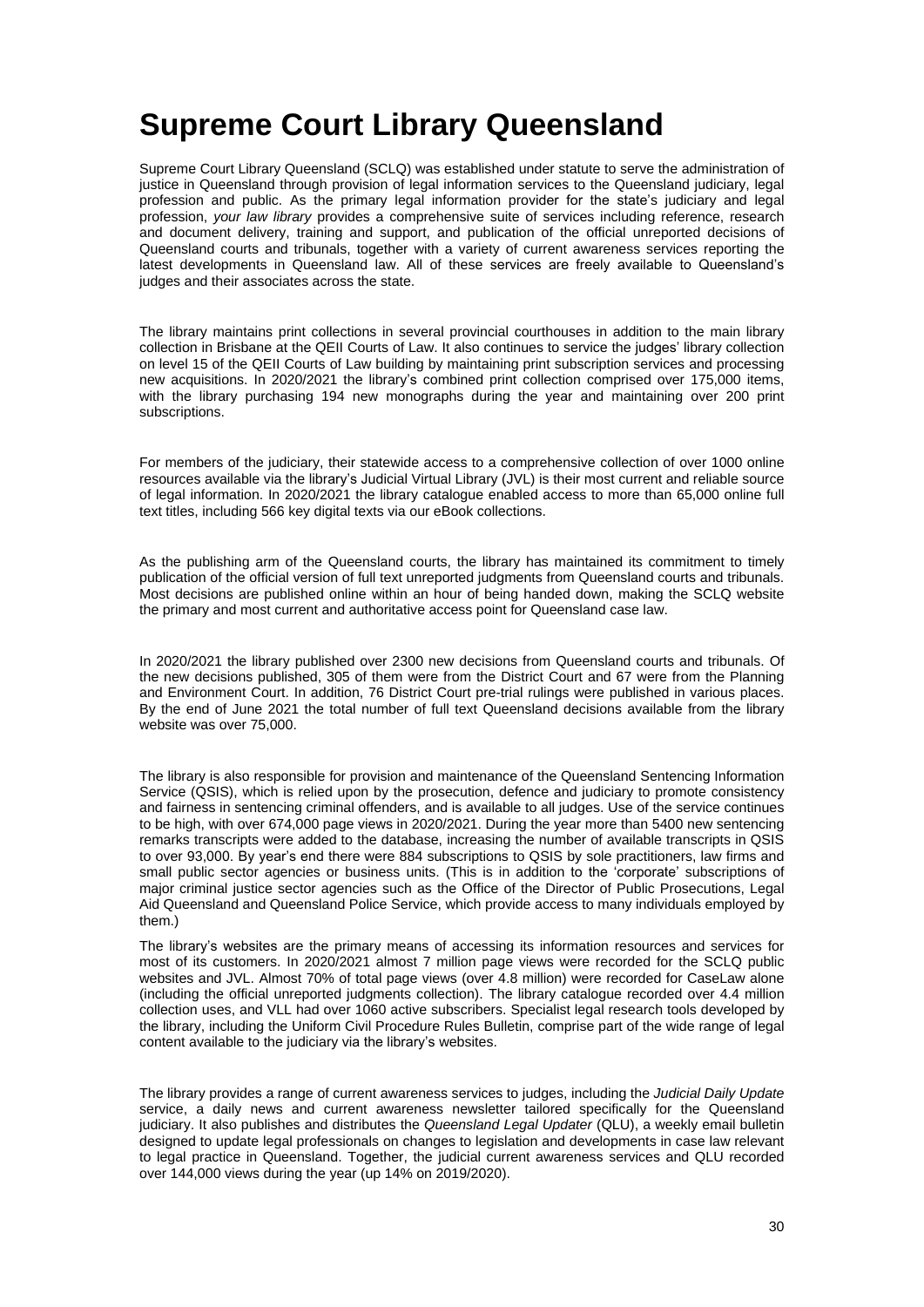# Supreme Court Library Queensland

Supreme Court Library Queensland (SCLQ) was established under statute to serve the administration of justice in Queensland through provision of legal information services to the Queensland judiciary, legal profession and public. As the primary legal information provider for the state's judiciary and legal profession, *your law library* provides a comprehensive suite of services including reference, research and document delivery, training and support, and publication of the official unreported decisions of Queensland courts and tribunals, together with a variety of current awareness services reporting the latest developments in Queensland law. All of these services are freely available to Queensland's judges and their associates across the state.

The library maintains print collections in several provincial courthouses in addition to the main library collection in Brisbane at the QEII Courts of Law. It also continues to service the judges' library collection on level 15 of the QEII Courts of Law building by maintaining print subscription services and processing new acquisitions. In 2020/2021 the library's combined print collection comprised over 175,000 items, with the library purchasing 194 new monographs during the year and maintaining over 200 print subscriptions.

For members of the judiciary, their statewide access to a comprehensive collection of over 1000 online resources available via the library's Judicial Virtual Library (JVL) is their most current and reliable source of legal information. In 2020/2021 the library catalogue enabled access to more than 65,000 online full text titles, including 566 key digital texts via our eBook collections.

As the publishing arm of the Queensland courts, the library has maintained its commitment to timely publication of the official version of full text unreported judgments from Queensland courts and tribunals. Most decisions are published online within an hour of being handed down, making the SCLQ website the primary and most current and authoritative access point for Queensland case law.

In 2020/2021 the library published over 2300 new decisions from Queensland courts and tribunals. Of the new decisions published, 305 of them were from the District Court and 67 were from the Planning and Environment Court. In addition, 76 District Court pre-trial rulings were published in various places. By the end of June 2021 the total number of full text Queensland decisions available from the library website was over 75,000.

The library is also responsible for provision and maintenance of the Queensland Sentencing Information Service (QSIS), which is relied upon by the prosecution, defence and judiciary to promote consistency and fairness in sentencing criminal offenders, and is available to all judges. Use of the service continues to be high, with over 674,000 page views in 2020/2021. During the year more than 5400 new sentencing remarks transcripts were added to the database, increasing the number of available transcripts in QSIS to over 93,000. By year's end there were 884 subscriptions to QSIS by sole practitioners, law firms and small public sector agencies or business units. (This is in addition to the 'corporate' subscriptions of major criminal justice sector agencies such as the Office of the Director of Public Prosecutions, Legal Aid Queensland and Queensland Police Service, which provide access to many individuals employed by them.)

The library's websites are the primary means of accessing its information resources and services for most of its customers. In 2020/2021 almost 7 million page views were recorded for the SCLQ public websites and JVL. Almost 70% of total page views (over 4.8 million) were recorded for CaseLaw alone (including the official unreported judgments collection). The library catalogue recorded over 4.4 million collection uses, and VLL had over 1060 active subscribers. Specialist legal research tools developed by the library, including the Uniform Civil Procedure Rules Bulletin, comprise part of the wide range of legal content available to the judiciary via the library's websites.

The library provides a range of current awareness services to judges, including the *Judicial Daily Update* service, a daily news and current awareness newsletter tailored specifically for the Queensland judiciary. It also publishes and distributes the *Queensland Legal Updater* (QLU), a weekly email bulletin designed to update legal professionals on changes to legislation and developments in case law relevant to legal practice in Queensland. Together, the judicial current awareness services and QLU recorded over 144,000 views during the year (up 14% on 2019/2020).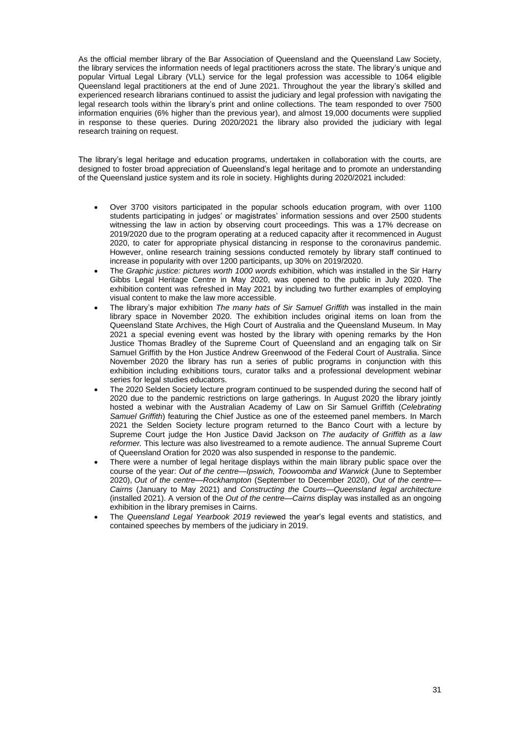As the official member library of the Bar Association of Queensland and the Queensland Law Society, the library services the information needs of legal practitioners across the state. The library's unique and popular Virtual Legal Library (VLL) service for the legal profession was accessible to 1064 eligible Queensland legal practitioners at the end of June 2021. Throughout the year the library's skilled and experienced research librarians continued to assist the judiciary and legal profession with navigating the legal research tools within the library's print and online collections. The team responded to over 7500 information enquiries (6% higher than the previous year), and almost 19,000 documents were supplied in response to these queries. During 2020/2021 the library also provided the judiciary with legal research training on request.

The library's legal heritage and education programs, undertaken in collaboration with the courts, are designed to foster broad appreciation of Queensland's legal heritage and to promote an understanding of the Queensland justice system and its role in society. Highlights during 2020/2021 included:

- Over 3700 visitors participated in the popular schools education program, with over 1100 students participating in judges' or magistrates' information sessions and over 2500 students witnessing the law in action by observing court proceedings. This was a 17% decrease on 2019/2020 due to the program operating at a reduced capacity after it recommenced in August 2020, to cater for appropriate physical distancing in response to the coronavirus pandemic. However, online research training sessions conducted remotely by library staff continued to increase in popularity with over 1200 participants, up 30% on 2019/2020.
- The *Graphic justice: pictures worth 1000 words* exhibition, which was installed in the Sir Harry Gibbs Legal Heritage Centre in May 2020, was opened to the public in July 2020. The exhibition content was refreshed in May 2021 by including two further examples of employing visual content to make the law more accessible.
- The library's major exhibition *The many hats of Sir Samuel Griffith* was installed in the main library space in November 2020. The exhibition includes original items on loan from the Queensland State Archives, the High Court of Australia and the Queensland Museum. In May 2021 a special evening event was hosted by the library with opening remarks by the Hon Justice Thomas Bradley of the Supreme Court of Queensland and an engaging talk on Sir Samuel Griffith by the Hon Justice Andrew Greenwood of the Federal Court of Australia. Since November 2020 the library has run a series of public programs in conjunction with this exhibition including exhibitions tours, curator talks and a professional development webinar series for legal studies educators.
- The 2020 Selden Society lecture program continued to be suspended during the second half of 2020 due to the pandemic restrictions on large gatherings. In August 2020 the library jointly hosted a webinar with the Australian Academy of Law on Sir Samuel Griffith (*Celebrating Samuel Griffith*) featuring the Chief Justice as one of the esteemed panel members. In March 2021 the Selden Society lecture program returned to the Banco Court with a lecture by Supreme Court judge the Hon Justice David Jackson on *The audacity of Griffith as a law reformer.* This lecture was also livestreamed to a remote audience. The annual Supreme Court of Queensland Oration for 2020 was also suspended in response to the pandemic.
- There were a number of legal heritage displays within the main library public space over the course of the year: *Out of the centre—Ipswich, Toowoomba and Warwick* (June to September 2020), *Out of the centre—Rockhampton* (September to December 2020), *Out of the centre—Cairns* (January to May 2021) and *Constructing the Courts—Queensland legal architecture* (installed 2021). A version of the *Out of the centre—Cairns* display was installed as an ongoing exhibition in the library premises in Cairns.
- The *Queensland Legal Yearbook 2019* reviewed the year's legal events and statistics, and contained speeches by members of the judiciary in 2019.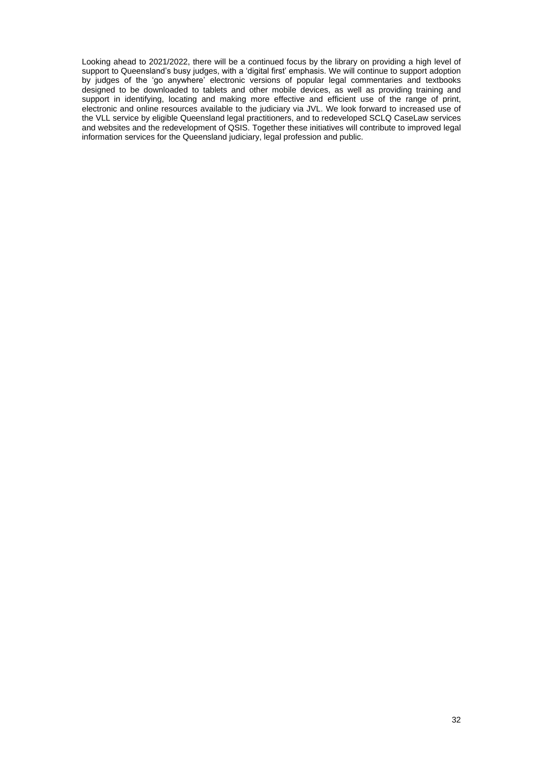Looking ahead to 2021/2022, there will be a continued focus by the library on providing a high level of support to Queensland's busy judges, with a 'digital first' emphasis. We will continue to support adoption by judges of the 'go anywhere' electronic versions of popular legal commentaries and textbooks designed to be downloaded to tablets and other mobile devices, as well as providing training and support in identifying, locating and making more effective and efficient use of the range of print, electronic and online resources available to the judiciary via JVL. We look forward to increased use of the VLL service by eligible Queensland legal practitioners, and to redeveloped SCLQ CaseLaw services and websites and the redevelopment of QSIS. Together these initiatives will contribute to improved legal information services for the Queensland judiciary, legal profession and public.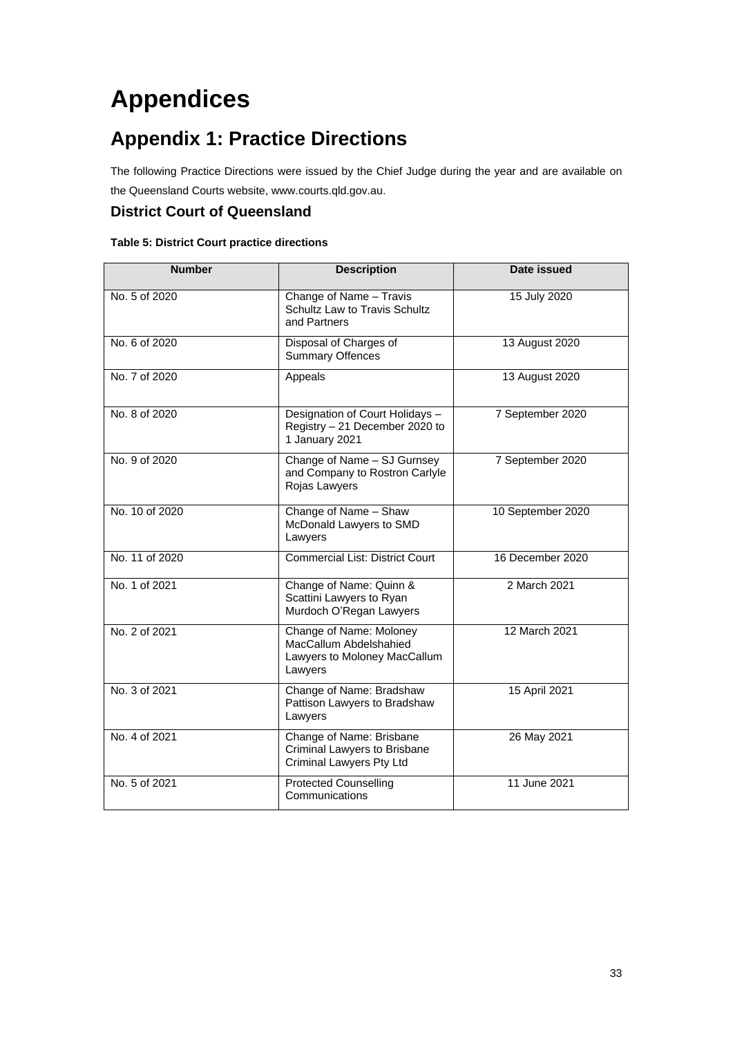# Appendices

## Appendix 1: Practice Directions

The following Practice Directions were issued by the Chief Judge during the year and are available on the Queensland Courts website, www.courts.qld.gov.au.

### District Court of Queensland

**Table 5: District Court practice directions**

| Number | Description | Date issued |
|---|---|---|
| No. 5 of 2020 | Change of Name – Travis Schultz Law to Travis Schultz and Partners | 15 July 2020 |
| No. 6 of 2020 | Disposal of Charges of Summary Offences | 13 August 2020 |
| No. 7 of 2020 | Appeals | 13 August 2020 |
| No. 8 of 2020 | Designation of Court Holidays – Registry – 21 December 2020 to 1 January 2021 | 7 September 2020 |
| No. 9 of 2020 | Change of Name – SJ Gurnsey and Company to Rostron Carlyle Rojas Lawyers | 7 September 2020 |
| No. 10 of 2020 | Change of Name – Shaw McDonald Lawyers to SMD Lawyers | 10 September 2020 |
| No. 11 of 2020 | Commercial List: District Court | 16 December 2020 |
| No. 1 of 2021 | Change of Name: Quinn & Scattini Lawyers to Ryan Murdoch O'Regan Lawyers | 2 March 2021 |
| No. 2 of 2021 | Change of Name: Moloney MacCallum Abdelshahied Lawyers to Moloney MacCallum Lawyers | 12 March 2021 |
| No. 3 of 2021 | Change of Name: Bradshaw Pattison Lawyers to Bradshaw Lawyers | 15 April 2021 |
| No. 4 of 2021 | Change of Name: Brisbane Criminal Lawyers to Brisbane Criminal Lawyers Pty Ltd | 26 May 2021 |
| No. 5 of 2021 | Protected Counselling Communications | 11 June 2021 |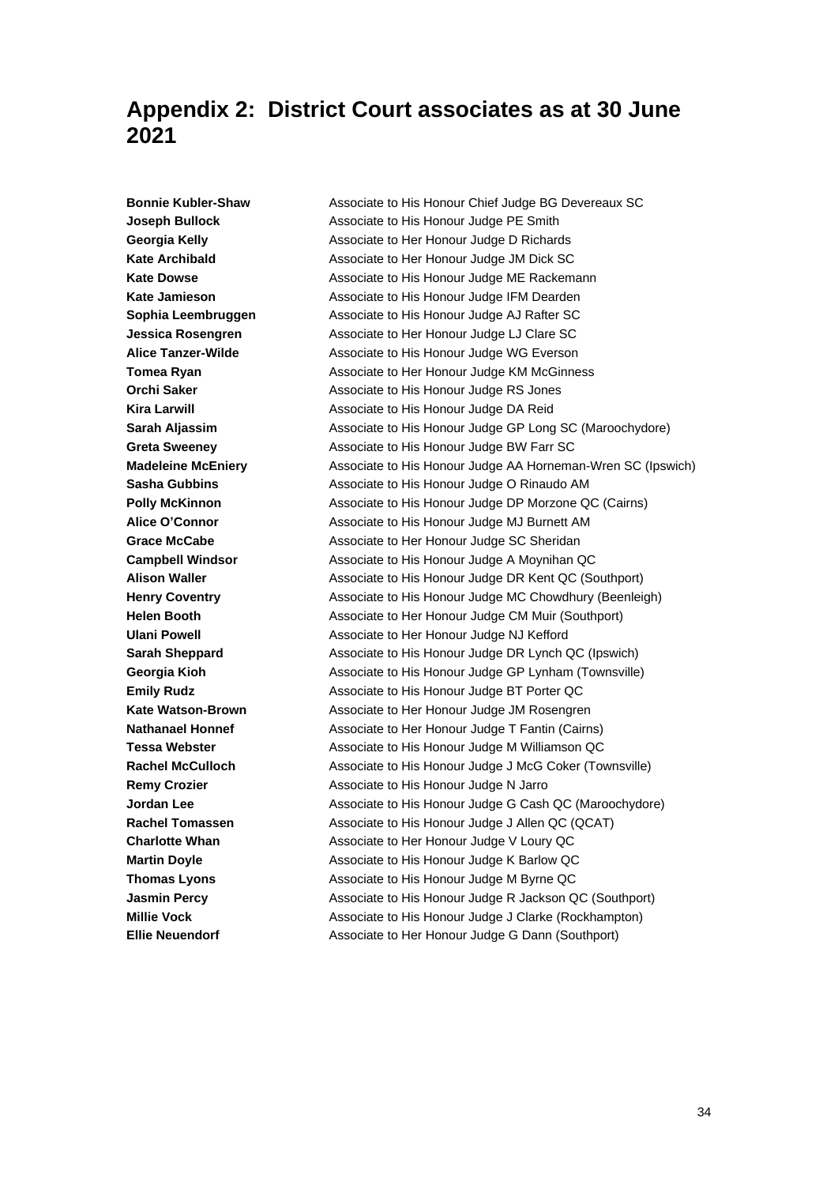# Appendix 2: District Court associates as at 30 June 2021

| | |
|---|---|
| **Bonnie Kubler-Shaw** | Associate to His Honour Chief Judge BG Devereaux SC |
| **Joseph Bullock** | Associate to His Honour Judge PE Smith |
| **Georgia Kelly** | Associate to Her Honour Judge D Richards |
| **Kate Archibald** | Associate to Her Honour Judge JM Dick SC |
| **Kate Dowse** | Associate to His Honour Judge ME Rackemann |
| **Kate Jamieson** | Associate to His Honour Judge IFM Dearden |
| **Sophia Leembruggen** | Associate to His Honour Judge AJ Rafter SC |
| **Jessica Rosengren** | Associate to Her Honour Judge LJ Clare SC |
| **Alice Tanzer-Wilde** | Associate to His Honour Judge WG Everson |
| **Tomea Ryan** | Associate to Her Honour Judge KM McGinness |
| **Orchi Saker** | Associate to His Honour Judge RS Jones |
| **Kira Larwill** | Associate to His Honour Judge DA Reid |
| **Sarah Aljassim** | Associate to His Honour Judge GP Long SC (Maroochydore) |
| **Greta Sweeney** | Associate to His Honour Judge BW Farr SC |
| **Madeleine McEniery** | Associate to His Honour Judge AA Horneman-Wren SC (Ipswich) |
| **Sasha Gubbins** | Associate to His Honour Judge O Rinaudo AM |
| **Polly McKinnon** | Associate to His Honour Judge DP Morzone QC (Cairns) |
| **Alice O'Connor** | Associate to His Honour Judge MJ Burnett AM |
| **Grace McCabe** | Associate to Her Honour Judge SC Sheridan |
| **Campbell Windsor** | Associate to His Honour Judge A Moynihan QC |
| **Alison Waller** | Associate to His Honour Judge DR Kent QC (Southport) |
| **Henry Coventry** | Associate to His Honour Judge MC Chowdhury (Beenleigh) |
| **Helen Booth** | Associate to Her Honour Judge CM Muir (Southport) |
| **Ulani Powell** | Associate to Her Honour Judge NJ Kefford |
| **Sarah Sheppard** | Associate to His Honour Judge DR Lynch QC (Ipswich) |
| **Georgia Kioh** | Associate to His Honour Judge GP Lynham (Townsville) |
| **Emily Rudz** | Associate to His Honour Judge BT Porter QC |
| **Kate Watson-Brown** | Associate to Her Honour Judge JM Rosengren |
| **Nathanael Honnef** | Associate to Her Honour Judge T Fantin (Cairns) |
| **Tessa Webster** | Associate to His Honour Judge M Williamson QC |
| **Rachel McCulloch** | Associate to His Honour Judge J McG Coker (Townsville) |
| **Remy Crozier** | Associate to His Honour Judge N Jarro |
| **Jordan Lee** | Associate to His Honour Judge G Cash QC (Maroochydore) |
| **Rachel Tomassen** | Associate to His Honour Judge J Allen QC (QCAT) |
| **Charlotte Whan** | Associate to Her Honour Judge V Loury QC |
| **Martin Doyle** | Associate to His Honour Judge K Barlow QC |
| **Thomas Lyons** | Associate to His Honour Judge M Byrne QC |
| **Jasmin Percy** | Associate to His Honour Judge R Jackson QC (Southport) |
| **Millie Vock** | Associate to His Honour Judge J Clarke (Rockhampton) |
| **Ellie Neuendorf** | Associate to Her Honour Judge G Dann (Southport) |